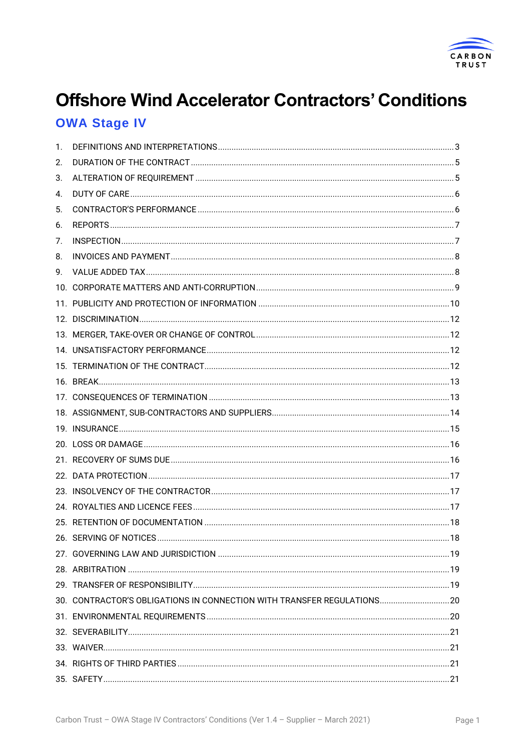# Offshore Wind Accelerator Contractors' Conditions

## OWA Stage IV

1. DEFINITIONS AND INTERPRETATIONS ..... 3
2. DURATION OF THE CONTRACT ..... 5
3. ALTERATION OF REQUIREMENT ..... 5
4. DUTY OF CARE ..... 6
5. CONTRACTOR'S PERFORMANCE ..... 6
6. REPORTS ..... 7
7. INSPECTION ..... 7
8. INVOICES AND PAYMENT ..... 8
9. VALUE ADDED TAX ..... 8
10. CORPORATE MATTERS AND ANTI-CORRUPTION ..... 9
11. PUBLICITY AND PROTECTION OF INFORMATION ..... 10
12. DISCRIMINATION ..... 12
13. MERGER, TAKE-OVER OR CHANGE OF CONTROL ..... 12
14. UNSATISFACTORY PERFORMANCE ..... 12
15. TERMINATION OF THE CONTRACT ..... 12
16. BREAK ..... 13
17. CONSEQUENCES OF TERMINATION ..... 13
18. ASSIGNMENT, SUB-CONTRACTORS AND SUPPLIERS ..... 14
19. INSURANCE ..... 15
20. LOSS OR DAMAGE ..... 16
21. RECOVERY OF SUMS DUE ..... 16
22. DATA PROTECTION ..... 17
23. INSOLVENCY OF THE CONTRACTOR ..... 17
24. ROYALTIES AND LICENCE FEES ..... 17
25. RETENTION OF DOCUMENTATION ..... 18
26. SERVING OF NOTICES ..... 18
27. GOVERNING LAW AND JURISDICTION ..... 19
28. ARBITRATION ..... 19
29. TRANSFER OF RESPONSIBILITY ..... 19
30. CONTRACTOR'S OBLIGATIONS IN CONNECTION WITH TRANSFER REGULATIONS ..... 20
31. ENVIRONMENTAL REQUIREMENTS ..... 20
32. SEVERABILITY ..... 21
33. WAIVER ..... 21
34. RIGHTS OF THIRD PARTIES ..... 21
35. SAFETY ..... 21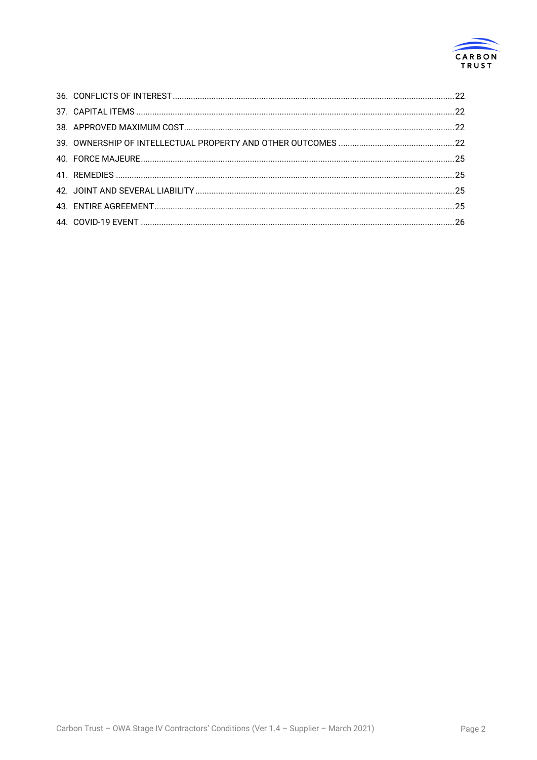36. CONFLICTS OF INTEREST ........ 22
37. CAPITAL ITEMS ........ 22
38. APPROVED MAXIMUM COST ........ 22
39. OWNERSHIP OF INTELLECTUAL PROPERTY AND OTHER OUTCOMES ........ 22
40. FORCE MAJEURE ........ 25
41. REMEDIES ........ 25
42. JOINT AND SEVERAL LIABILITY ........ 25
43. ENTIRE AGREEMENT ........ 25
44. COVID-19 EVENT ........ 26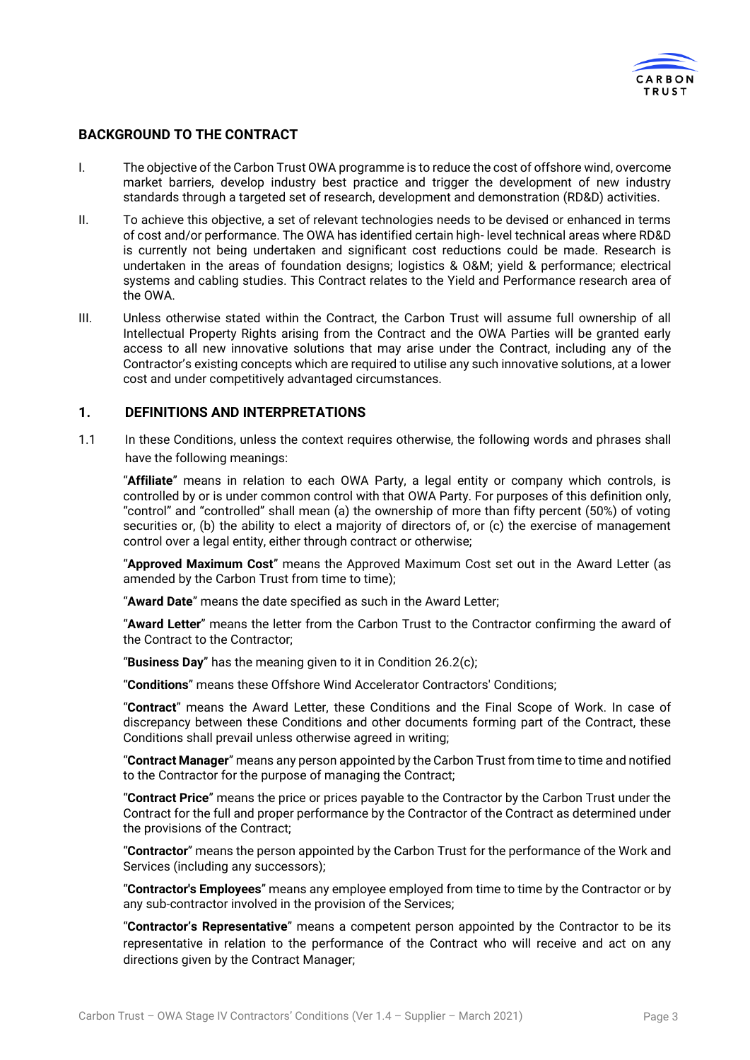## BACKGROUND TO THE CONTRACT

I. The objective of the Carbon Trust OWA programme is to reduce the cost of offshore wind, overcome market barriers, develop industry best practice and trigger the development of new industry standards through a targeted set of research, development and demonstration (RD&D) activities.

II. To achieve this objective, a set of relevant technologies needs to be devised or enhanced in terms of cost and/or performance. The OWA has identified certain high- level technical areas where RD&D is currently not being undertaken and significant cost reductions could be made. Research is undertaken in the areas of foundation designs; logistics & O&M; yield & performance; electrical systems and cabling studies. This Contract relates to the Yield and Performance research area of the OWA.

III. Unless otherwise stated within the Contract, the Carbon Trust will assume full ownership of all Intellectual Property Rights arising from the Contract and the OWA Parties will be granted early access to all new innovative solutions that may arise under the Contract, including any of the Contractor's existing concepts which are required to utilise any such innovative solutions, at a lower cost and under competitively advantaged circumstances.

## 1. DEFINITIONS AND INTERPRETATIONS

1.1 In these Conditions, unless the context requires otherwise, the following words and phrases shall have the following meanings:

"**Affiliate**" means in relation to each OWA Party, a legal entity or company which controls, is controlled by or is under common control with that OWA Party. For purposes of this definition only, "control" and "controlled" shall mean (a) the ownership of more than fifty percent (50%) of voting securities or, (b) the ability to elect a majority of directors of, or (c) the exercise of management control over a legal entity, either through contract or otherwise;

"**Approved Maximum Cost**" means the Approved Maximum Cost set out in the Award Letter (as amended by the Carbon Trust from time to time);

"**Award Date**" means the date specified as such in the Award Letter;

"**Award Letter**" means the letter from the Carbon Trust to the Contractor confirming the award of the Contract to the Contractor;

"**Business Day**" has the meaning given to it in Condition 26.2(c);

"**Conditions**" means these Offshore Wind Accelerator Contractors' Conditions;

"**Contract**" means the Award Letter, these Conditions and the Final Scope of Work. In case of discrepancy between these Conditions and other documents forming part of the Contract, these Conditions shall prevail unless otherwise agreed in writing;

"**Contract Manager**" means any person appointed by the Carbon Trust from time to time and notified to the Contractor for the purpose of managing the Contract;

"**Contract Price**" means the price or prices payable to the Contractor by the Carbon Trust under the Contract for the full and proper performance by the Contractor of the Contract as determined under the provisions of the Contract;

"**Contractor**" means the person appointed by the Carbon Trust for the performance of the Work and Services (including any successors);

"**Contractor's Employees**" means any employee employed from time to time by the Contractor or by any sub-contractor involved in the provision of the Services;

"**Contractor's Representative**" means a competent person appointed by the Contractor to be its representative in relation to the performance of the Contract who will receive and act on any directions given by the Contract Manager;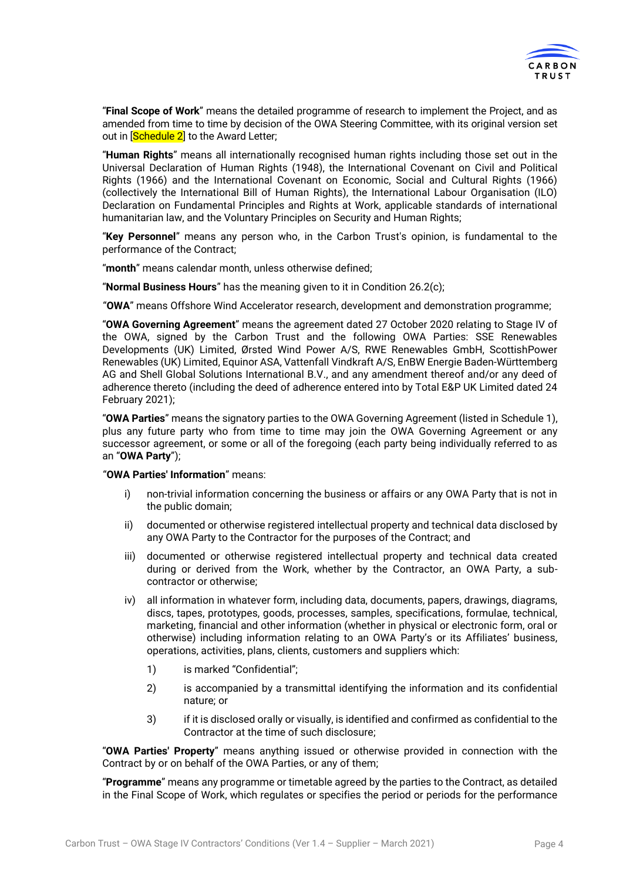"**Final Scope of Work**" means the detailed programme of research to implement the Project, and as amended from time to time by decision of the OWA Steering Committee, with its original version set out in [Schedule 2] to the Award Letter;

"**Human Rights**" means all internationally recognised human rights including those set out in the Universal Declaration of Human Rights (1948), the International Covenant on Civil and Political Rights (1966) and the International Covenant on Economic, Social and Cultural Rights (1966) (collectively the International Bill of Human Rights), the International Labour Organisation (ILO) Declaration on Fundamental Principles and Rights at Work, applicable standards of international humanitarian law, and the Voluntary Principles on Security and Human Rights;

"**Key Personnel**" means any person who, in the Carbon Trust's opinion, is fundamental to the performance of the Contract;

"**month**" means calendar month, unless otherwise defined;

"**Normal Business Hours**" has the meaning given to it in Condition 26.2(c);

"**OWA**" means Offshore Wind Accelerator research, development and demonstration programme;

"**OWA Governing Agreement**" means the agreement dated 27 October 2020 relating to Stage IV of the OWA, signed by the Carbon Trust and the following OWA Parties: SSE Renewables Developments (UK) Limited, Ørsted Wind Power A/S, RWE Renewables GmbH, ScottishPower Renewables (UK) Limited, Equinor ASA, Vattenfall Vindkraft A/S, EnBW Energie Baden-Württemberg AG and Shell Global Solutions International B.V., and any amendment thereof and/or any deed of adherence thereto (including the deed of adherence entered into by Total E&P UK Limited dated 24 February 2021);

"**OWA Parties**" means the signatory parties to the OWA Governing Agreement (listed in Schedule 1), plus any future party who from time to time may join the OWA Governing Agreement or any successor agreement, or some or all of the foregoing (each party being individually referred to as an "**OWA Party**");

"**OWA Parties' Information**" means:

i) non-trivial information concerning the business or affairs or any OWA Party that is not in the public domain;

ii) documented or otherwise registered intellectual property and technical data disclosed by any OWA Party to the Contractor for the purposes of the Contract; and

iii) documented or otherwise registered intellectual property and technical data created during or derived from the Work, whether by the Contractor, an OWA Party, a sub-contractor or otherwise;

iv) all information in whatever form, including data, documents, papers, drawings, diagrams, discs, tapes, prototypes, goods, processes, samples, specifications, formulae, technical, marketing, financial and other information (whether in physical or electronic form, oral or otherwise) including information relating to an OWA Party's or its Affiliates' business, operations, activities, plans, clients, customers and suppliers which:

   1) is marked "Confidential";

   2) is accompanied by a transmittal identifying the information and its confidential nature; or

   3) if it is disclosed orally or visually, is identified and confirmed as confidential to the Contractor at the time of such disclosure;

"**OWA Parties' Property**" means anything issued or otherwise provided in connection with the Contract by or on behalf of the OWA Parties, or any of them;

"**Programme**" means any programme or timetable agreed by the parties to the Contract, as detailed in the Final Scope of Work, which regulates or specifies the period or periods for the performance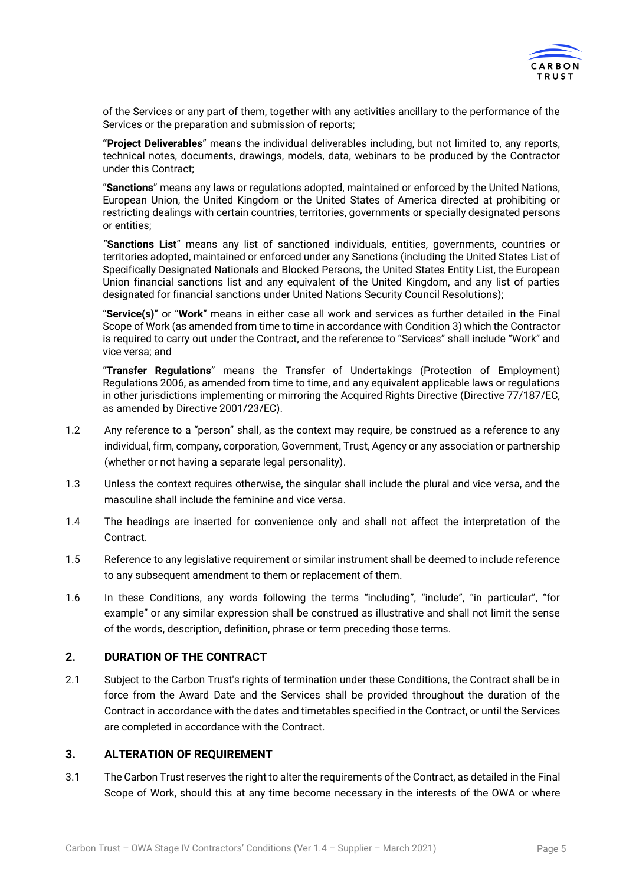of the Services or any part of them, together with any activities ancillary to the performance of the Services or the preparation and submission of reports;

**"Project Deliverables"** means the individual deliverables including, but not limited to, any reports, technical notes, documents, drawings, models, data, webinars to be produced by the Contractor under this Contract;

"**Sanctions**" means any laws or regulations adopted, maintained or enforced by the United Nations, European Union, the United Kingdom or the United States of America directed at prohibiting or restricting dealings with certain countries, territories, governments or specially designated persons or entities;

"**Sanctions List**" means any list of sanctioned individuals, entities, governments, countries or territories adopted, maintained or enforced under any Sanctions (including the United States List of Specifically Designated Nationals and Blocked Persons, the United States Entity List, the European Union financial sanctions list and any equivalent of the United Kingdom, and any list of parties designated for financial sanctions under United Nations Security Council Resolutions);

"**Service(s)**" or "**Work**" means in either case all work and services as further detailed in the Final Scope of Work (as amended from time to time in accordance with Condition 3) which the Contractor is required to carry out under the Contract, and the reference to "Services" shall include "Work" and vice versa; and

"**Transfer Regulations**" means the Transfer of Undertakings (Protection of Employment) Regulations 2006, as amended from time to time, and any equivalent applicable laws or regulations in other jurisdictions implementing or mirroring the Acquired Rights Directive (Directive 77/187/EC, as amended by Directive 2001/23/EC).

1.2 Any reference to a "person" shall, as the context may require, be construed as a reference to any individual, firm, company, corporation, Government, Trust, Agency or any association or partnership (whether or not having a separate legal personality).

1.3 Unless the context requires otherwise, the singular shall include the plural and vice versa, and the masculine shall include the feminine and vice versa.

1.4 The headings are inserted for convenience only and shall not affect the interpretation of the Contract.

1.5 Reference to any legislative requirement or similar instrument shall be deemed to include reference to any subsequent amendment to them or replacement of them.

1.6 In these Conditions, any words following the terms "including", "include", "in particular", "for example" or any similar expression shall be construed as illustrative and shall not limit the sense of the words, description, definition, phrase or term preceding those terms.

## 2. DURATION OF THE CONTRACT

2.1 Subject to the Carbon Trust's rights of termination under these Conditions, the Contract shall be in force from the Award Date and the Services shall be provided throughout the duration of the Contract in accordance with the dates and timetables specified in the Contract, or until the Services are completed in accordance with the Contract.

## 3. ALTERATION OF REQUIREMENT

3.1 The Carbon Trust reserves the right to alter the requirements of the Contract, as detailed in the Final Scope of Work, should this at any time become necessary in the interests of the OWA or where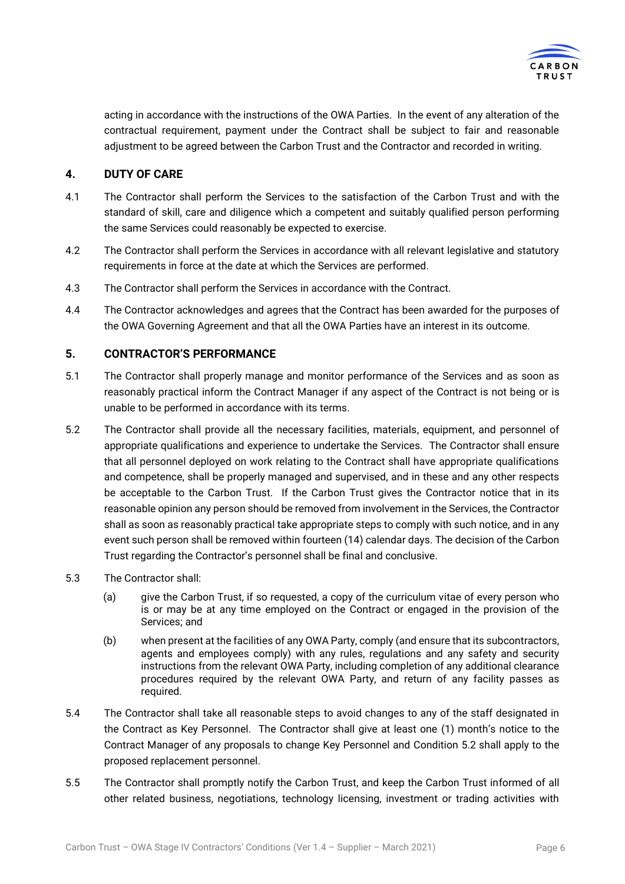acting in accordance with the instructions of the OWA Parties. In the event of any alteration of the contractual requirement, payment under the Contract shall be subject to fair and reasonable adjustment to be agreed between the Carbon Trust and the Contractor and recorded in writing.

## 4. DUTY OF CARE

4.1 The Contractor shall perform the Services to the satisfaction of the Carbon Trust and with the standard of skill, care and diligence which a competent and suitably qualified person performing the same Services could reasonably be expected to exercise.

4.2 The Contractor shall perform the Services in accordance with all relevant legislative and statutory requirements in force at the date at which the Services are performed.

4.3 The Contractor shall perform the Services in accordance with the Contract.

4.4 The Contractor acknowledges and agrees that the Contract has been awarded for the purposes of the OWA Governing Agreement and that all the OWA Parties have an interest in its outcome.

## 5. CONTRACTOR'S PERFORMANCE

5.1 The Contractor shall properly manage and monitor performance of the Services and as soon as reasonably practical inform the Contract Manager if any aspect of the Contract is not being or is unable to be performed in accordance with its terms.

5.2 The Contractor shall provide all the necessary facilities, materials, equipment, and personnel of appropriate qualifications and experience to undertake the Services. The Contractor shall ensure that all personnel deployed on work relating to the Contract shall have appropriate qualifications and competence, shall be properly managed and supervised, and in these and any other respects be acceptable to the Carbon Trust. If the Carbon Trust gives the Contractor notice that in its reasonable opinion any person should be removed from involvement in the Services, the Contractor shall as soon as reasonably practical take appropriate steps to comply with such notice, and in any event such person shall be removed within fourteen (14) calendar days. The decision of the Carbon Trust regarding the Contractor's personnel shall be final and conclusive.

5.3 The Contractor shall:

(a) give the Carbon Trust, if so requested, a copy of the curriculum vitae of every person who is or may be at any time employed on the Contract or engaged in the provision of the Services; and

(b) when present at the facilities of any OWA Party, comply (and ensure that its subcontractors, agents and employees comply) with any rules, regulations and any safety and security instructions from the relevant OWA Party, including completion of any additional clearance procedures required by the relevant OWA Party, and return of any facility passes as required.

5.4 The Contractor shall take all reasonable steps to avoid changes to any of the staff designated in the Contract as Key Personnel. The Contractor shall give at least one (1) month's notice to the Contract Manager of any proposals to change Key Personnel and Condition 5.2 shall apply to the proposed replacement personnel.

5.5 The Contractor shall promptly notify the Carbon Trust, and keep the Carbon Trust informed of all other related business, negotiations, technology licensing, investment or trading activities with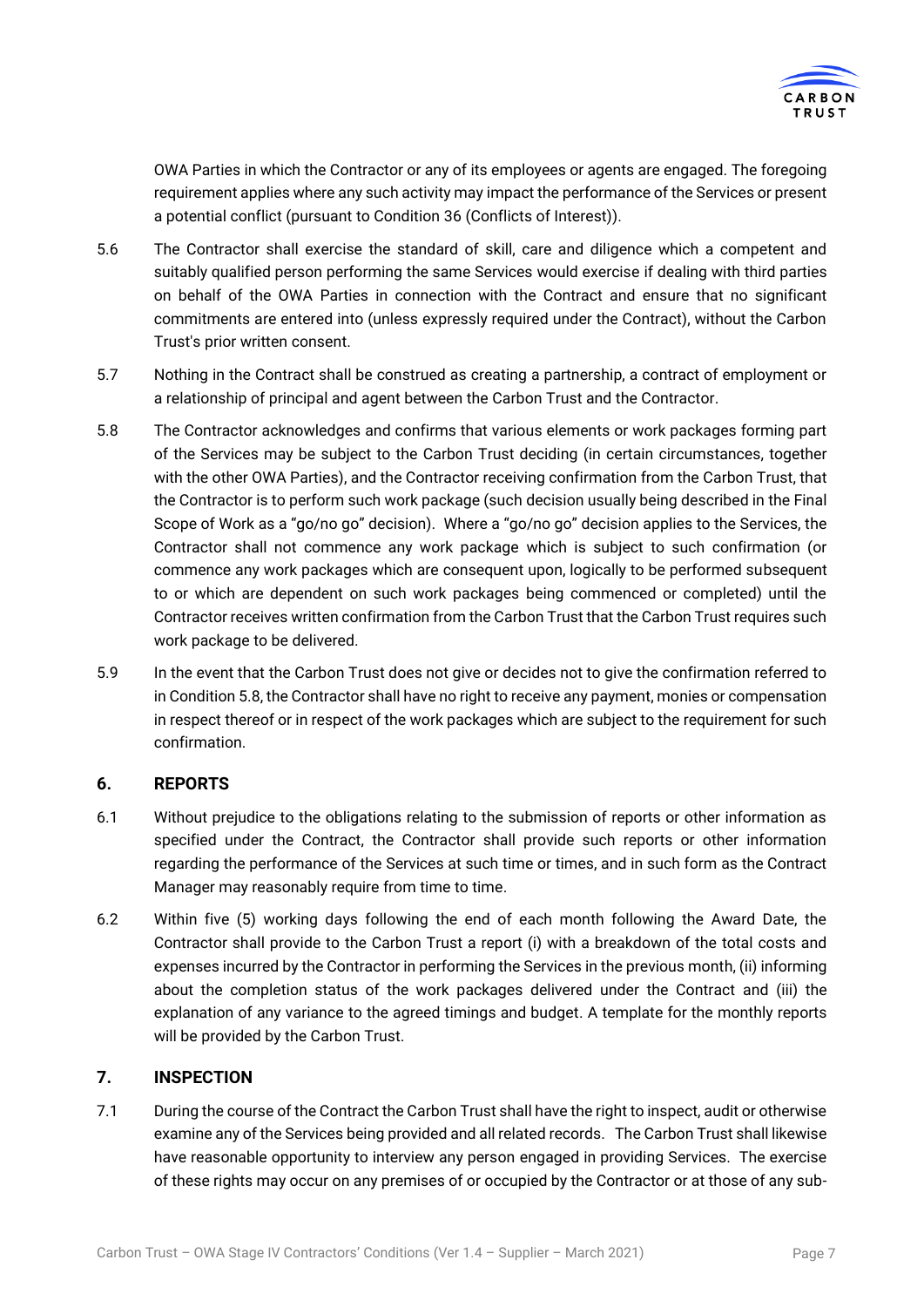OWA Parties in which the Contractor or any of its employees or agents are engaged. The foregoing requirement applies where any such activity may impact the performance of the Services or present a potential conflict (pursuant to Condition 36 (Conflicts of Interest)).

5.6 The Contractor shall exercise the standard of skill, care and diligence which a competent and suitably qualified person performing the same Services would exercise if dealing with third parties on behalf of the OWA Parties in connection with the Contract and ensure that no significant commitments are entered into (unless expressly required under the Contract), without the Carbon Trust's prior written consent.

5.7 Nothing in the Contract shall be construed as creating a partnership, a contract of employment or a relationship of principal and agent between the Carbon Trust and the Contractor.

5.8 The Contractor acknowledges and confirms that various elements or work packages forming part of the Services may be subject to the Carbon Trust deciding (in certain circumstances, together with the other OWA Parties), and the Contractor receiving confirmation from the Carbon Trust, that the Contractor is to perform such work package (such decision usually being described in the Final Scope of Work as a "go/no go" decision). Where a "go/no go" decision applies to the Services, the Contractor shall not commence any work package which is subject to such confirmation (or commence any work packages which are consequent upon, logically to be performed subsequent to or which are dependent on such work packages being commenced or completed) until the Contractor receives written confirmation from the Carbon Trust that the Carbon Trust requires such work package to be delivered.

5.9 In the event that the Carbon Trust does not give or decides not to give the confirmation referred to in Condition 5.8, the Contractor shall have no right to receive any payment, monies or compensation in respect thereof or in respect of the work packages which are subject to the requirement for such confirmation.

## 6. REPORTS

6.1 Without prejudice to the obligations relating to the submission of reports or other information as specified under the Contract, the Contractor shall provide such reports or other information regarding the performance of the Services at such time or times, and in such form as the Contract Manager may reasonably require from time to time.

6.2 Within five (5) working days following the end of each month following the Award Date, the Contractor shall provide to the Carbon Trust a report (i) with a breakdown of the total costs and expenses incurred by the Contractor in performing the Services in the previous month, (ii) informing about the completion status of the work packages delivered under the Contract and (iii) the explanation of any variance to the agreed timings and budget. A template for the monthly reports will be provided by the Carbon Trust.

## 7. INSPECTION

7.1 During the course of the Contract the Carbon Trust shall have the right to inspect, audit or otherwise examine any of the Services being provided and all related records. The Carbon Trust shall likewise have reasonable opportunity to interview any person engaged in providing Services. The exercise of these rights may occur on any premises of or occupied by the Contractor or at those of any sub-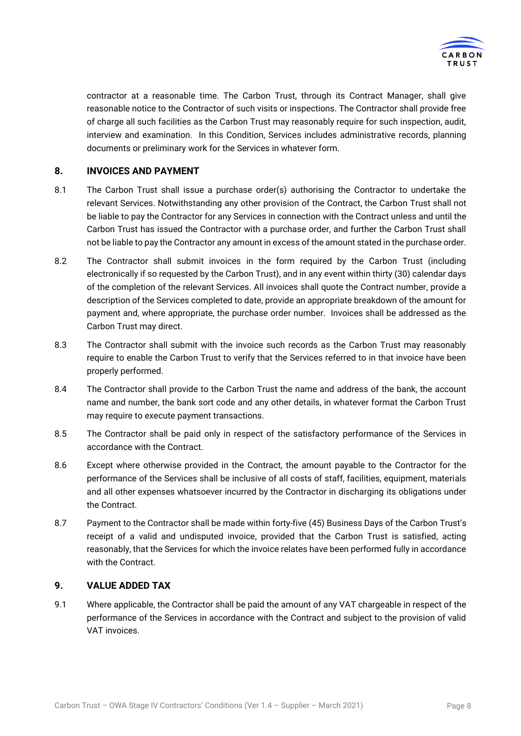contractor at a reasonable time. The Carbon Trust, through its Contract Manager, shall give reasonable notice to the Contractor of such visits or inspections. The Contractor shall provide free of charge all such facilities as the Carbon Trust may reasonably require for such inspection, audit, interview and examination. In this Condition, Services includes administrative records, planning documents or preliminary work for the Services in whatever form.

## 8. INVOICES AND PAYMENT

8.1 The Carbon Trust shall issue a purchase order(s) authorising the Contractor to undertake the relevant Services. Notwithstanding any other provision of the Contract, the Carbon Trust shall not be liable to pay the Contractor for any Services in connection with the Contract unless and until the Carbon Trust has issued the Contractor with a purchase order, and further the Carbon Trust shall not be liable to pay the Contractor any amount in excess of the amount stated in the purchase order.

8.2 The Contractor shall submit invoices in the form required by the Carbon Trust (including electronically if so requested by the Carbon Trust), and in any event within thirty (30) calendar days of the completion of the relevant Services. All invoices shall quote the Contract number, provide a description of the Services completed to date, provide an appropriate breakdown of the amount for payment and, where appropriate, the purchase order number. Invoices shall be addressed as the Carbon Trust may direct.

8.3 The Contractor shall submit with the invoice such records as the Carbon Trust may reasonably require to enable the Carbon Trust to verify that the Services referred to in that invoice have been properly performed.

8.4 The Contractor shall provide to the Carbon Trust the name and address of the bank, the account name and number, the bank sort code and any other details, in whatever format the Carbon Trust may require to execute payment transactions.

8.5 The Contractor shall be paid only in respect of the satisfactory performance of the Services in accordance with the Contract.

8.6 Except where otherwise provided in the Contract, the amount payable to the Contractor for the performance of the Services shall be inclusive of all costs of staff, facilities, equipment, materials and all other expenses whatsoever incurred by the Contractor in discharging its obligations under the Contract.

8.7 Payment to the Contractor shall be made within forty-five (45) Business Days of the Carbon Trust's receipt of a valid and undisputed invoice, provided that the Carbon Trust is satisfied, acting reasonably, that the Services for which the invoice relates have been performed fully in accordance with the Contract.

## 9. VALUE ADDED TAX

9.1 Where applicable, the Contractor shall be paid the amount of any VAT chargeable in respect of the performance of the Services in accordance with the Contract and subject to the provision of valid VAT invoices.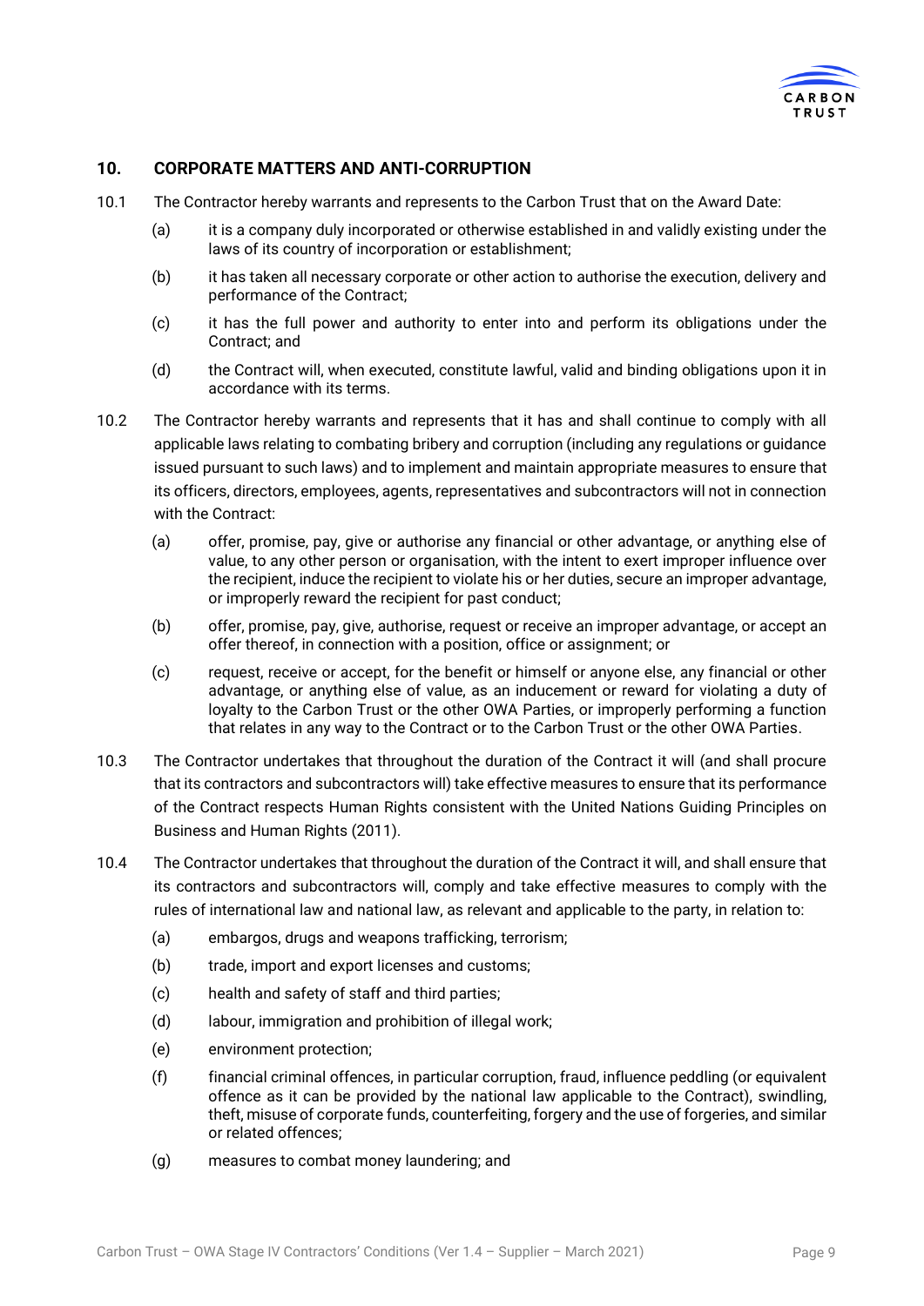## 10. CORPORATE MATTERS AND ANTI-CORRUPTION

10.1 The Contractor hereby warrants and represents to the Carbon Trust that on the Award Date:

(a) it is a company duly incorporated or otherwise established in and validly existing under the laws of its country of incorporation or establishment;

(b) it has taken all necessary corporate or other action to authorise the execution, delivery and performance of the Contract;

(c) it has the full power and authority to enter into and perform its obligations under the Contract; and

(d) the Contract will, when executed, constitute lawful, valid and binding obligations upon it in accordance with its terms.

10.2 The Contractor hereby warrants and represents that it has and shall continue to comply with all applicable laws relating to combating bribery and corruption (including any regulations or guidance issued pursuant to such laws) and to implement and maintain appropriate measures to ensure that its officers, directors, employees, agents, representatives and subcontractors will not in connection with the Contract:

(a) offer, promise, pay, give or authorise any financial or other advantage, or anything else of value, to any other person or organisation, with the intent to exert improper influence over the recipient, induce the recipient to violate his or her duties, secure an improper advantage, or improperly reward the recipient for past conduct;

(b) offer, promise, pay, give, authorise, request or receive an improper advantage, or accept an offer thereof, in connection with a position, office or assignment; or

(c) request, receive or accept, for the benefit or himself or anyone else, any financial or other advantage, or anything else of value, as an inducement or reward for violating a duty of loyalty to the Carbon Trust or the other OWA Parties, or improperly performing a function that relates in any way to the Contract or to the Carbon Trust or the other OWA Parties.

10.3 The Contractor undertakes that throughout the duration of the Contract it will (and shall procure that its contractors and subcontractors will) take effective measures to ensure that its performance of the Contract respects Human Rights consistent with the United Nations Guiding Principles on Business and Human Rights (2011).

10.4 The Contractor undertakes that throughout the duration of the Contract it will, and shall ensure that its contractors and subcontractors will, comply and take effective measures to comply with the rules of international law and national law, as relevant and applicable to the party, in relation to:

(a) embargos, drugs and weapons trafficking, terrorism;

(b) trade, import and export licenses and customs;

(c) health and safety of staff and third parties;

(d) labour, immigration and prohibition of illegal work;

(e) environment protection;

(f) financial criminal offences, in particular corruption, fraud, influence peddling (or equivalent offence as it can be provided by the national law applicable to the Contract), swindling, theft, misuse of corporate funds, counterfeiting, forgery and the use of forgeries, and similar or related offences;

(g) measures to combat money laundering; and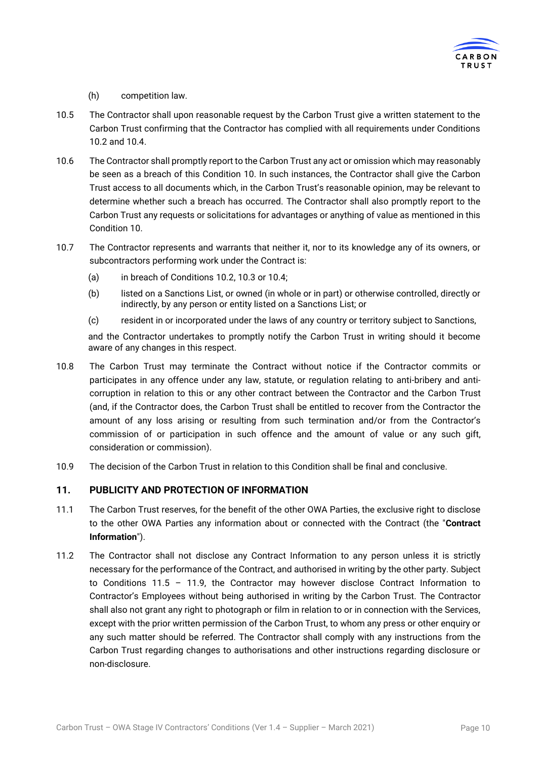(h) competition law.

10.5 The Contractor shall upon reasonable request by the Carbon Trust give a written statement to the Carbon Trust confirming that the Contractor has complied with all requirements under Conditions 10.2 and 10.4.

10.6 The Contractor shall promptly report to the Carbon Trust any act or omission which may reasonably be seen as a breach of this Condition 10. In such instances, the Contractor shall give the Carbon Trust access to all documents which, in the Carbon Trust's reasonable opinion, may be relevant to determine whether such a breach has occurred. The Contractor shall also promptly report to the Carbon Trust any requests or solicitations for advantages or anything of value as mentioned in this Condition 10.

10.7 The Contractor represents and warrants that neither it, nor to its knowledge any of its owners, or subcontractors performing work under the Contract is:

(a) in breach of Conditions 10.2, 10.3 or 10.4;

(b) listed on a Sanctions List, or owned (in whole or in part) or otherwise controlled, directly or indirectly, by any person or entity listed on a Sanctions List; or

(c) resident in or incorporated under the laws of any country or territory subject to Sanctions,

and the Contractor undertakes to promptly notify the Carbon Trust in writing should it become aware of any changes in this respect.

10.8 The Carbon Trust may terminate the Contract without notice if the Contractor commits or participates in any offence under any law, statute, or regulation relating to anti-bribery and anti-corruption in relation to this or any other contract between the Contractor and the Carbon Trust (and, if the Contractor does, the Carbon Trust shall be entitled to recover from the Contractor the amount of any loss arising or resulting from such termination and/or from the Contractor's commission of or participation in such offence and the amount of value or any such gift, consideration or commission).

10.9 The decision of the Carbon Trust in relation to this Condition shall be final and conclusive.

## 11. PUBLICITY AND PROTECTION OF INFORMATION

11.1 The Carbon Trust reserves, for the benefit of the other OWA Parties, the exclusive right to disclose to the other OWA Parties any information about or connected with the Contract (the "**Contract Information**").

11.2 The Contractor shall not disclose any Contract Information to any person unless it is strictly necessary for the performance of the Contract, and authorised in writing by the other party. Subject to Conditions 11.5 – 11.9, the Contractor may however disclose Contract Information to Contractor's Employees without being authorised in writing by the Carbon Trust. The Contractor shall also not grant any right to photograph or film in relation to or in connection with the Services, except with the prior written permission of the Carbon Trust, to whom any press or other enquiry or any such matter should be referred. The Contractor shall comply with any instructions from the Carbon Trust regarding changes to authorisations and other instructions regarding disclosure or non-disclosure.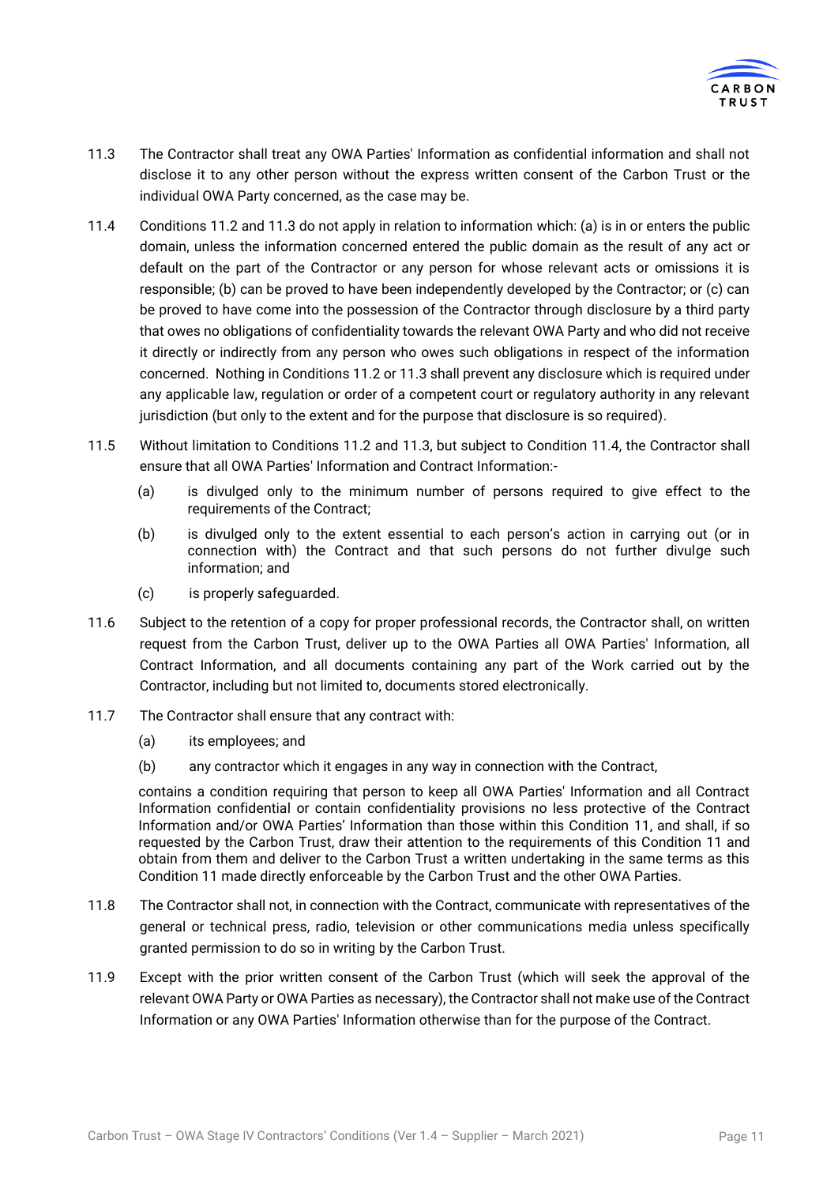11.3 The Contractor shall treat any OWA Parties' Information as confidential information and shall not disclose it to any other person without the express written consent of the Carbon Trust or the individual OWA Party concerned, as the case may be.

11.4 Conditions 11.2 and 11.3 do not apply in relation to information which: (a) is in or enters the public domain, unless the information concerned entered the public domain as the result of any act or default on the part of the Contractor or any person for whose relevant acts or omissions it is responsible; (b) can be proved to have been independently developed by the Contractor; or (c) can be proved to have come into the possession of the Contractor through disclosure by a third party that owes no obligations of confidentiality towards the relevant OWA Party and who did not receive it directly or indirectly from any person who owes such obligations in respect of the information concerned. Nothing in Conditions 11.2 or 11.3 shall prevent any disclosure which is required under any applicable law, regulation or order of a competent court or regulatory authority in any relevant jurisdiction (but only to the extent and for the purpose that disclosure is so required).

11.5 Without limitation to Conditions 11.2 and 11.3, but subject to Condition 11.4, the Contractor shall ensure that all OWA Parties' Information and Contract Information:-

(a) is divulged only to the minimum number of persons required to give effect to the requirements of the Contract;

(b) is divulged only to the extent essential to each person's action in carrying out (or in connection with) the Contract and that such persons do not further divulge such information; and

(c) is properly safeguarded.

11.6 Subject to the retention of a copy for proper professional records, the Contractor shall, on written request from the Carbon Trust, deliver up to the OWA Parties all OWA Parties' Information, all Contract Information, and all documents containing any part of the Work carried out by the Contractor, including but not limited to, documents stored electronically.

11.7 The Contractor shall ensure that any contract with:

(a) its employees; and

(b) any contractor which it engages in any way in connection with the Contract,

contains a condition requiring that person to keep all OWA Parties' Information and all Contract Information confidential or contain confidentiality provisions no less protective of the Contract Information and/or OWA Parties' Information than those within this Condition 11, and shall, if so requested by the Carbon Trust, draw their attention to the requirements of this Condition 11 and obtain from them and deliver to the Carbon Trust a written undertaking in the same terms as this Condition 11 made directly enforceable by the Carbon Trust and the other OWA Parties.

11.8 The Contractor shall not, in connection with the Contract, communicate with representatives of the general or technical press, radio, television or other communications media unless specifically granted permission to do so in writing by the Carbon Trust.

11.9 Except with the prior written consent of the Carbon Trust (which will seek the approval of the relevant OWA Party or OWA Parties as necessary), the Contractor shall not make use of the Contract Information or any OWA Parties' Information otherwise than for the purpose of the Contract.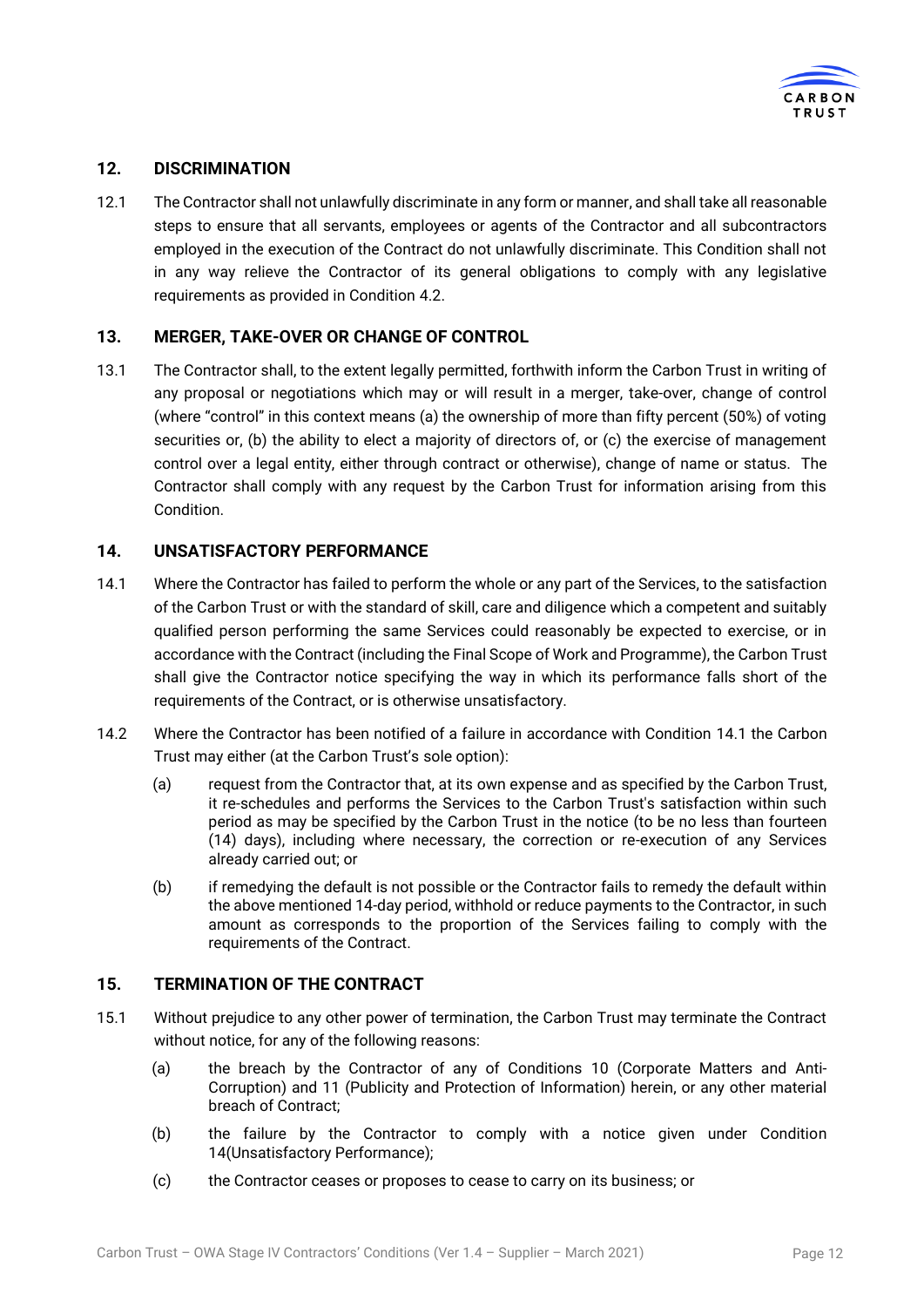## 12. DISCRIMINATION

12.1 The Contractor shall not unlawfully discriminate in any form or manner, and shall take all reasonable steps to ensure that all servants, employees or agents of the Contractor and all subcontractors employed in the execution of the Contract do not unlawfully discriminate. This Condition shall not in any way relieve the Contractor of its general obligations to comply with any legislative requirements as provided in Condition 4.2.

## 13. MERGER, TAKE-OVER OR CHANGE OF CONTROL

13.1 The Contractor shall, to the extent legally permitted, forthwith inform the Carbon Trust in writing of any proposal or negotiations which may or will result in a merger, take-over, change of control (where "control" in this context means (a) the ownership of more than fifty percent (50%) of voting securities or, (b) the ability to elect a majority of directors of, or (c) the exercise of management control over a legal entity, either through contract or otherwise), change of name or status. The Contractor shall comply with any request by the Carbon Trust for information arising from this Condition.

## 14. UNSATISFACTORY PERFORMANCE

14.1 Where the Contractor has failed to perform the whole or any part of the Services, to the satisfaction of the Carbon Trust or with the standard of skill, care and diligence which a competent and suitably qualified person performing the same Services could reasonably be expected to exercise, or in accordance with the Contract (including the Final Scope of Work and Programme), the Carbon Trust shall give the Contractor notice specifying the way in which its performance falls short of the requirements of the Contract, or is otherwise unsatisfactory.

14.2 Where the Contractor has been notified of a failure in accordance with Condition 14.1 the Carbon Trust may either (at the Carbon Trust's sole option):

(a) request from the Contractor that, at its own expense and as specified by the Carbon Trust, it re-schedules and performs the Services to the Carbon Trust's satisfaction within such period as may be specified by the Carbon Trust in the notice (to be no less than fourteen (14) days), including where necessary, the correction or re-execution of any Services already carried out; or

(b) if remedying the default is not possible or the Contractor fails to remedy the default within the above mentioned 14-day period, withhold or reduce payments to the Contractor, in such amount as corresponds to the proportion of the Services failing to comply with the requirements of the Contract.

## 15. TERMINATION OF THE CONTRACT

15.1 Without prejudice to any other power of termination, the Carbon Trust may terminate the Contract without notice, for any of the following reasons:

(a) the breach by the Contractor of any of Conditions 10 (Corporate Matters and Anti-Corruption) and 11 (Publicity and Protection of Information) herein, or any other material breach of Contract;

(b) the failure by the Contractor to comply with a notice given under Condition 14(Unsatisfactory Performance);

(c) the Contractor ceases or proposes to cease to carry on its business; or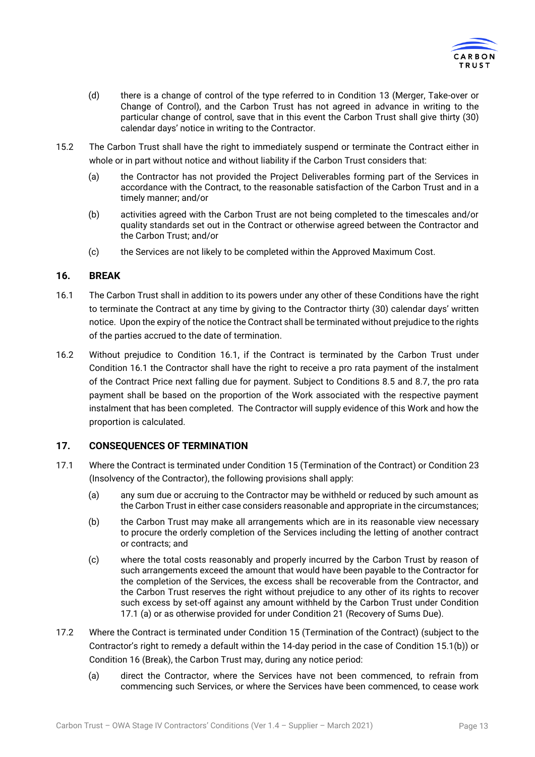(d) there is a change of control of the type referred to in Condition 13 (Merger, Take-over or Change of Control), and the Carbon Trust has not agreed in advance in writing to the particular change of control, save that in this event the Carbon Trust shall give thirty (30) calendar days' notice in writing to the Contractor.

15.2 The Carbon Trust shall have the right to immediately suspend or terminate the Contract either in whole or in part without notice and without liability if the Carbon Trust considers that:

(a) the Contractor has not provided the Project Deliverables forming part of the Services in accordance with the Contract, to the reasonable satisfaction of the Carbon Trust and in a timely manner; and/or

(b) activities agreed with the Carbon Trust are not being completed to the timescales and/or quality standards set out in the Contract or otherwise agreed between the Contractor and the Carbon Trust; and/or

(c) the Services are not likely to be completed within the Approved Maximum Cost.

## 16. BREAK

16.1 The Carbon Trust shall in addition to its powers under any other of these Conditions have the right to terminate the Contract at any time by giving to the Contractor thirty (30) calendar days' written notice. Upon the expiry of the notice the Contract shall be terminated without prejudice to the rights of the parties accrued to the date of termination.

16.2 Without prejudice to Condition 16.1, if the Contract is terminated by the Carbon Trust under Condition 16.1 the Contractor shall have the right to receive a pro rata payment of the instalment of the Contract Price next falling due for payment. Subject to Conditions 8.5 and 8.7, the pro rata payment shall be based on the proportion of the Work associated with the respective payment instalment that has been completed. The Contractor will supply evidence of this Work and how the proportion is calculated.

## 17. CONSEQUENCES OF TERMINATION

17.1 Where the Contract is terminated under Condition 15 (Termination of the Contract) or Condition 23 (Insolvency of the Contractor), the following provisions shall apply:

(a) any sum due or accruing to the Contractor may be withheld or reduced by such amount as the Carbon Trust in either case considers reasonable and appropriate in the circumstances;

(b) the Carbon Trust may make all arrangements which are in its reasonable view necessary to procure the orderly completion of the Services including the letting of another contract or contracts; and

(c) where the total costs reasonably and properly incurred by the Carbon Trust by reason of such arrangements exceed the amount that would have been payable to the Contractor for the completion of the Services, the excess shall be recoverable from the Contractor, and the Carbon Trust reserves the right without prejudice to any other of its rights to recover such excess by set-off against any amount withheld by the Carbon Trust under Condition 17.1 (a) or as otherwise provided for under Condition 21 (Recovery of Sums Due).

17.2 Where the Contract is terminated under Condition 15 (Termination of the Contract) (subject to the Contractor's right to remedy a default within the 14-day period in the case of Condition 15.1(b)) or Condition 16 (Break), the Carbon Trust may, during any notice period:

(a) direct the Contractor, where the Services have not been commenced, to refrain from commencing such Services, or where the Services have been commenced, to cease work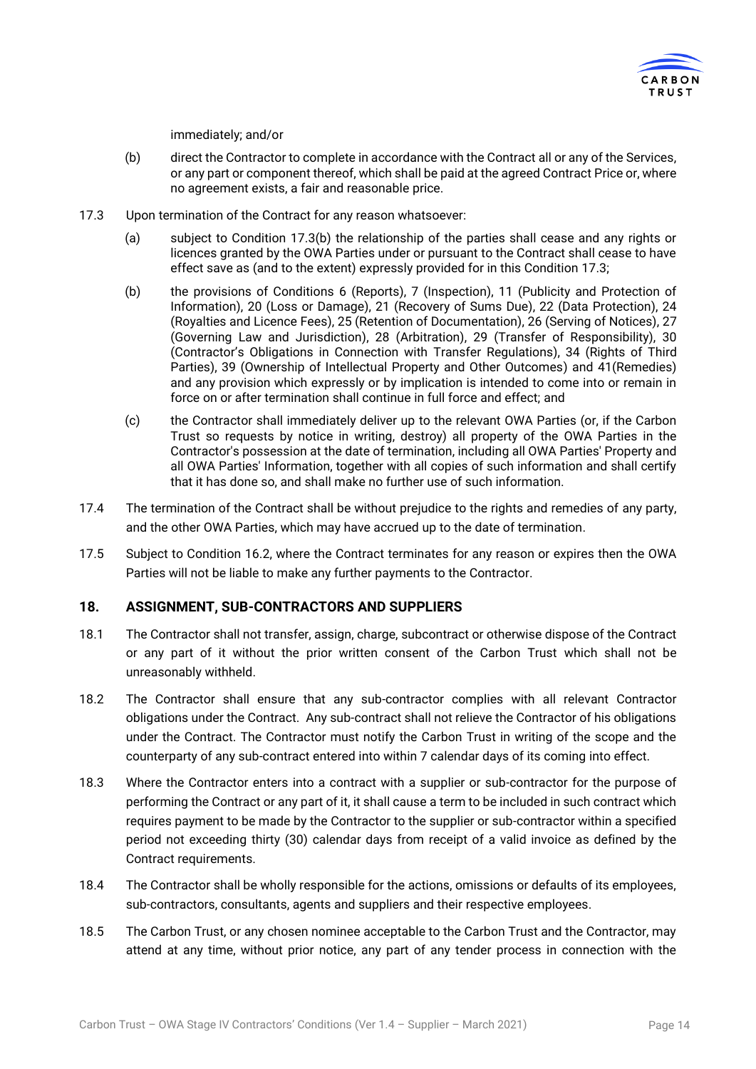immediately; and/or

(b) direct the Contractor to complete in accordance with the Contract all or any of the Services, or any part or component thereof, which shall be paid at the agreed Contract Price or, where no agreement exists, a fair and reasonable price.

17.3 Upon termination of the Contract for any reason whatsoever:

(a) subject to Condition 17.3(b) the relationship of the parties shall cease and any rights or licences granted by the OWA Parties under or pursuant to the Contract shall cease to have effect save as (and to the extent) expressly provided for in this Condition 17.3;

(b) the provisions of Conditions 6 (Reports), 7 (Inspection), 11 (Publicity and Protection of Information), 20 (Loss or Damage), 21 (Recovery of Sums Due), 22 (Data Protection), 24 (Royalties and Licence Fees), 25 (Retention of Documentation), 26 (Serving of Notices), 27 (Governing Law and Jurisdiction), 28 (Arbitration), 29 (Transfer of Responsibility), 30 (Contractor's Obligations in Connection with Transfer Regulations), 34 (Rights of Third Parties), 39 (Ownership of Intellectual Property and Other Outcomes) and 41(Remedies) and any provision which expressly or by implication is intended to come into or remain in force on or after termination shall continue in full force and effect; and

(c) the Contractor shall immediately deliver up to the relevant OWA Parties (or, if the Carbon Trust so requests by notice in writing, destroy) all property of the OWA Parties in the Contractor's possession at the date of termination, including all OWA Parties' Property and all OWA Parties' Information, together with all copies of such information and shall certify that it has done so, and shall make no further use of such information.

17.4 The termination of the Contract shall be without prejudice to the rights and remedies of any party, and the other OWA Parties, which may have accrued up to the date of termination.

17.5 Subject to Condition 16.2, where the Contract terminates for any reason or expires then the OWA Parties will not be liable to make any further payments to the Contractor.

## 18. ASSIGNMENT, SUB-CONTRACTORS AND SUPPLIERS

18.1 The Contractor shall not transfer, assign, charge, subcontract or otherwise dispose of the Contract or any part of it without the prior written consent of the Carbon Trust which shall not be unreasonably withheld.

18.2 The Contractor shall ensure that any sub-contractor complies with all relevant Contractor obligations under the Contract. Any sub-contract shall not relieve the Contractor of his obligations under the Contract. The Contractor must notify the Carbon Trust in writing of the scope and the counterparty of any sub-contract entered into within 7 calendar days of its coming into effect.

18.3 Where the Contractor enters into a contract with a supplier or sub-contractor for the purpose of performing the Contract or any part of it, it shall cause a term to be included in such contract which requires payment to be made by the Contractor to the supplier or sub-contractor within a specified period not exceeding thirty (30) calendar days from receipt of a valid invoice as defined by the Contract requirements.

18.4 The Contractor shall be wholly responsible for the actions, omissions or defaults of its employees, sub-contractors, consultants, agents and suppliers and their respective employees.

18.5 The Carbon Trust, or any chosen nominee acceptable to the Carbon Trust and the Contractor, may attend at any time, without prior notice, any part of any tender process in connection with the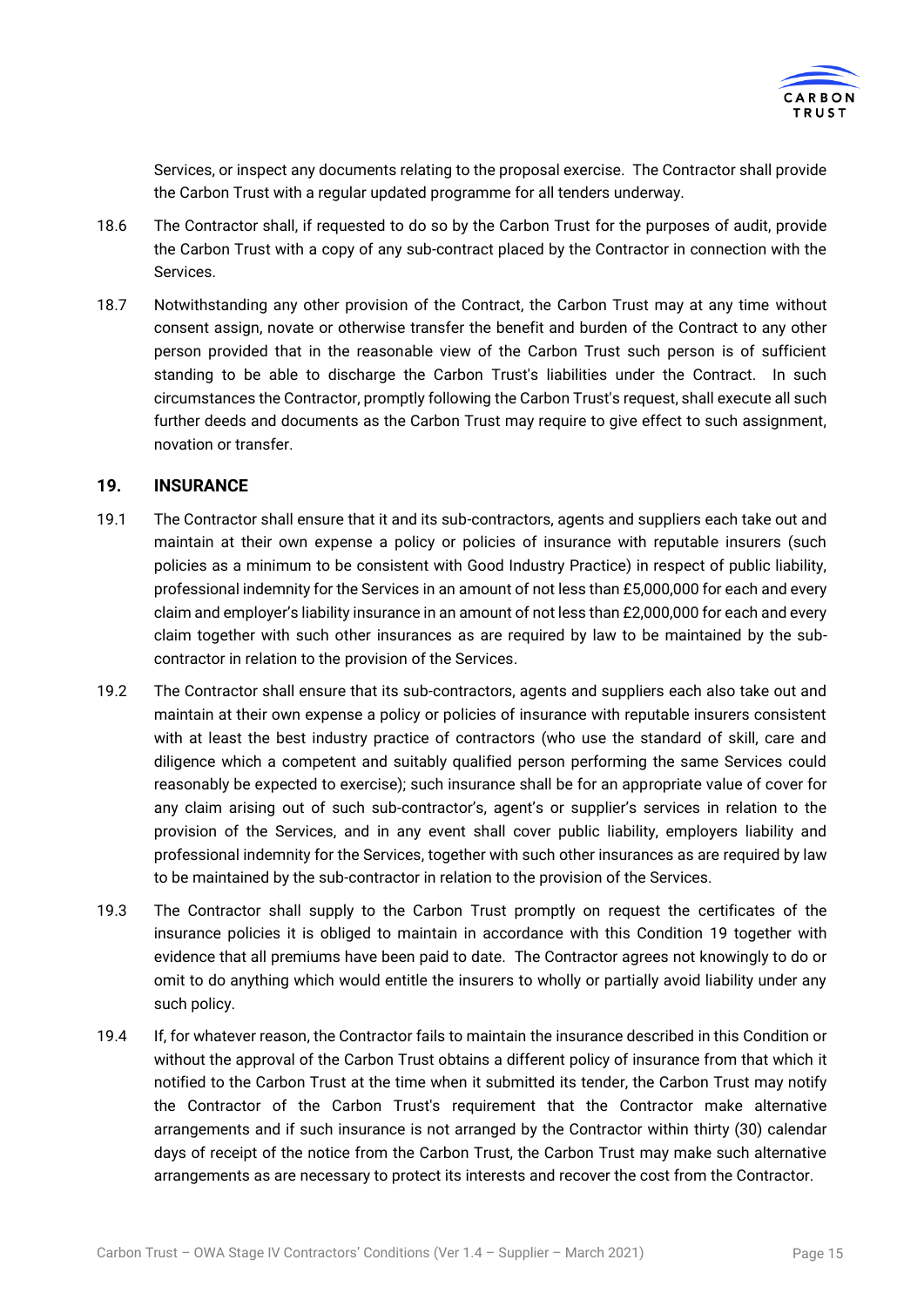Services, or inspect any documents relating to the proposal exercise. The Contractor shall provide the Carbon Trust with a regular updated programme for all tenders underway.

18.6 The Contractor shall, if requested to do so by the Carbon Trust for the purposes of audit, provide the Carbon Trust with a copy of any sub-contract placed by the Contractor in connection with the Services.

18.7 Notwithstanding any other provision of the Contract, the Carbon Trust may at any time without consent assign, novate or otherwise transfer the benefit and burden of the Contract to any other person provided that in the reasonable view of the Carbon Trust such person is of sufficient standing to be able to discharge the Carbon Trust's liabilities under the Contract. In such circumstances the Contractor, promptly following the Carbon Trust's request, shall execute all such further deeds and documents as the Carbon Trust may require to give effect to such assignment, novation or transfer.

## 19. INSURANCE

19.1 The Contractor shall ensure that it and its sub-contractors, agents and suppliers each take out and maintain at their own expense a policy or policies of insurance with reputable insurers (such policies as a minimum to be consistent with Good Industry Practice) in respect of public liability, professional indemnity for the Services in an amount of not less than £5,000,000 for each and every claim and employer's liability insurance in an amount of not less than £2,000,000 for each and every claim together with such other insurances as are required by law to be maintained by the sub-contractor in relation to the provision of the Services.

19.2 The Contractor shall ensure that its sub-contractors, agents and suppliers each also take out and maintain at their own expense a policy or policies of insurance with reputable insurers consistent with at least the best industry practice of contractors (who use the standard of skill, care and diligence which a competent and suitably qualified person performing the same Services could reasonably be expected to exercise); such insurance shall be for an appropriate value of cover for any claim arising out of such sub-contractor's, agent's or supplier's services in relation to the provision of the Services, and in any event shall cover public liability, employers liability and professional indemnity for the Services, together with such other insurances as are required by law to be maintained by the sub-contractor in relation to the provision of the Services.

19.3 The Contractor shall supply to the Carbon Trust promptly on request the certificates of the insurance policies it is obliged to maintain in accordance with this Condition 19 together with evidence that all premiums have been paid to date. The Contractor agrees not knowingly to do or omit to do anything which would entitle the insurers to wholly or partially avoid liability under any such policy.

19.4 If, for whatever reason, the Contractor fails to maintain the insurance described in this Condition or without the approval of the Carbon Trust obtains a different policy of insurance from that which it notified to the Carbon Trust at the time when it submitted its tender, the Carbon Trust may notify the Contractor of the Carbon Trust's requirement that the Contractor make alternative arrangements and if such insurance is not arranged by the Contractor within thirty (30) calendar days of receipt of the notice from the Carbon Trust, the Carbon Trust may make such alternative arrangements as are necessary to protect its interests and recover the cost from the Contractor.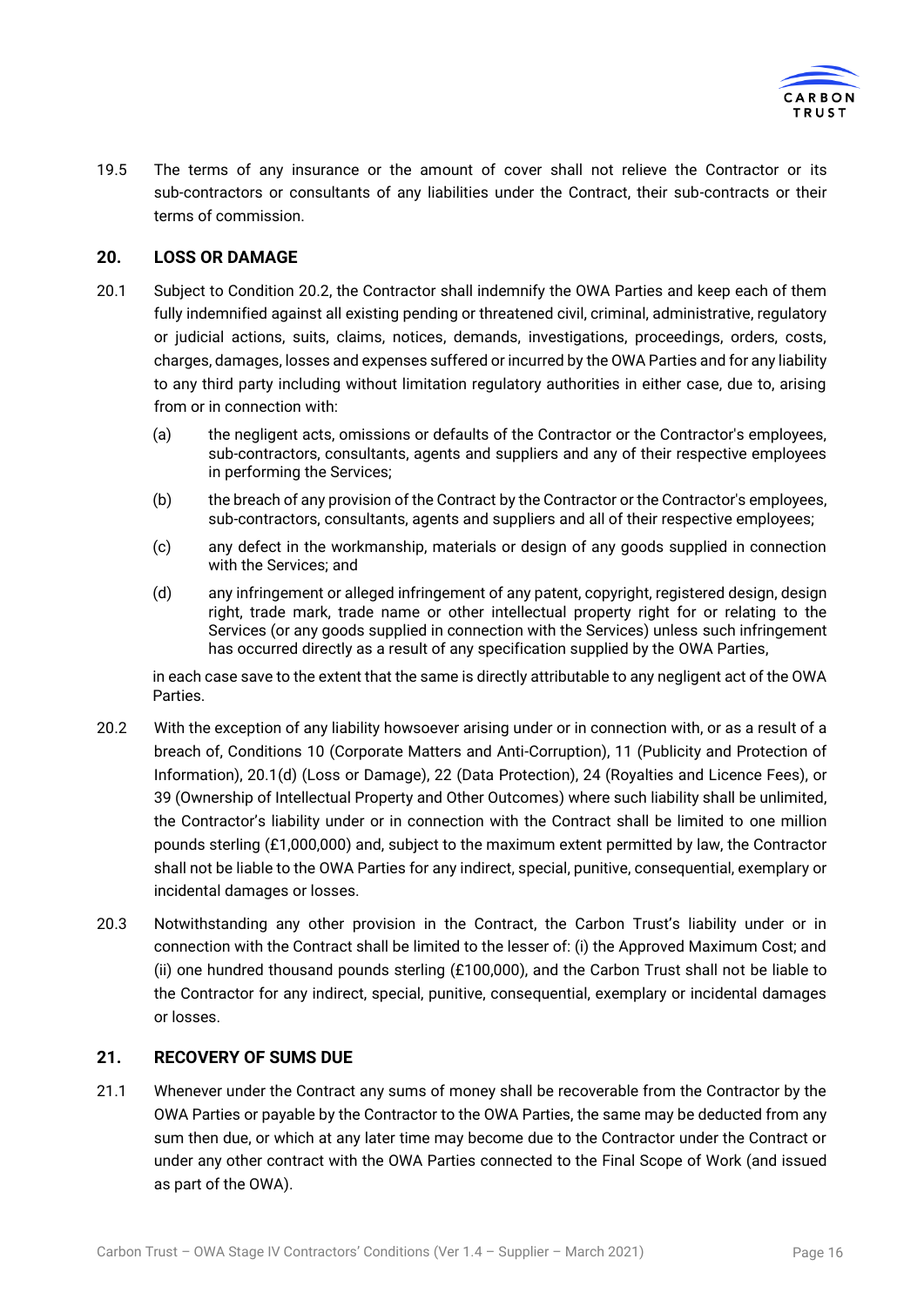19.5 The terms of any insurance or the amount of cover shall not relieve the Contractor or its sub-contractors or consultants of any liabilities under the Contract, their sub-contracts or their terms of commission.

## 20. LOSS OR DAMAGE

20.1 Subject to Condition 20.2, the Contractor shall indemnify the OWA Parties and keep each of them fully indemnified against all existing pending or threatened civil, criminal, administrative, regulatory or judicial actions, suits, claims, notices, demands, investigations, proceedings, orders, costs, charges, damages, losses and expenses suffered or incurred by the OWA Parties and for any liability to any third party including without limitation regulatory authorities in either case, due to, arising from or in connection with:

(a) the negligent acts, omissions or defaults of the Contractor or the Contractor's employees, sub-contractors, consultants, agents and suppliers and any of their respective employees in performing the Services;

(b) the breach of any provision of the Contract by the Contractor or the Contractor's employees, sub-contractors, consultants, agents and suppliers and all of their respective employees;

(c) any defect in the workmanship, materials or design of any goods supplied in connection with the Services; and

(d) any infringement or alleged infringement of any patent, copyright, registered design, design right, trade mark, trade name or other intellectual property right for or relating to the Services (or any goods supplied in connection with the Services) unless such infringement has occurred directly as a result of any specification supplied by the OWA Parties,

in each case save to the extent that the same is directly attributable to any negligent act of the OWA Parties.

20.2 With the exception of any liability howsoever arising under or in connection with, or as a result of a breach of, Conditions 10 (Corporate Matters and Anti-Corruption), 11 (Publicity and Protection of Information), 20.1(d) (Loss or Damage), 22 (Data Protection), 24 (Royalties and Licence Fees), or 39 (Ownership of Intellectual Property and Other Outcomes) where such liability shall be unlimited, the Contractor's liability under or in connection with the Contract shall be limited to one million pounds sterling (£1,000,000) and, subject to the maximum extent permitted by law, the Contractor shall not be liable to the OWA Parties for any indirect, special, punitive, consequential, exemplary or incidental damages or losses.

20.3 Notwithstanding any other provision in the Contract, the Carbon Trust's liability under or in connection with the Contract shall be limited to the lesser of: (i) the Approved Maximum Cost; and (ii) one hundred thousand pounds sterling (£100,000), and the Carbon Trust shall not be liable to the Contractor for any indirect, special, punitive, consequential, exemplary or incidental damages or losses.

## 21. RECOVERY OF SUMS DUE

21.1 Whenever under the Contract any sums of money shall be recoverable from the Contractor by the OWA Parties or payable by the Contractor to the OWA Parties, the same may be deducted from any sum then due, or which at any later time may become due to the Contractor under the Contract or under any other contract with the OWA Parties connected to the Final Scope of Work (and issued as part of the OWA).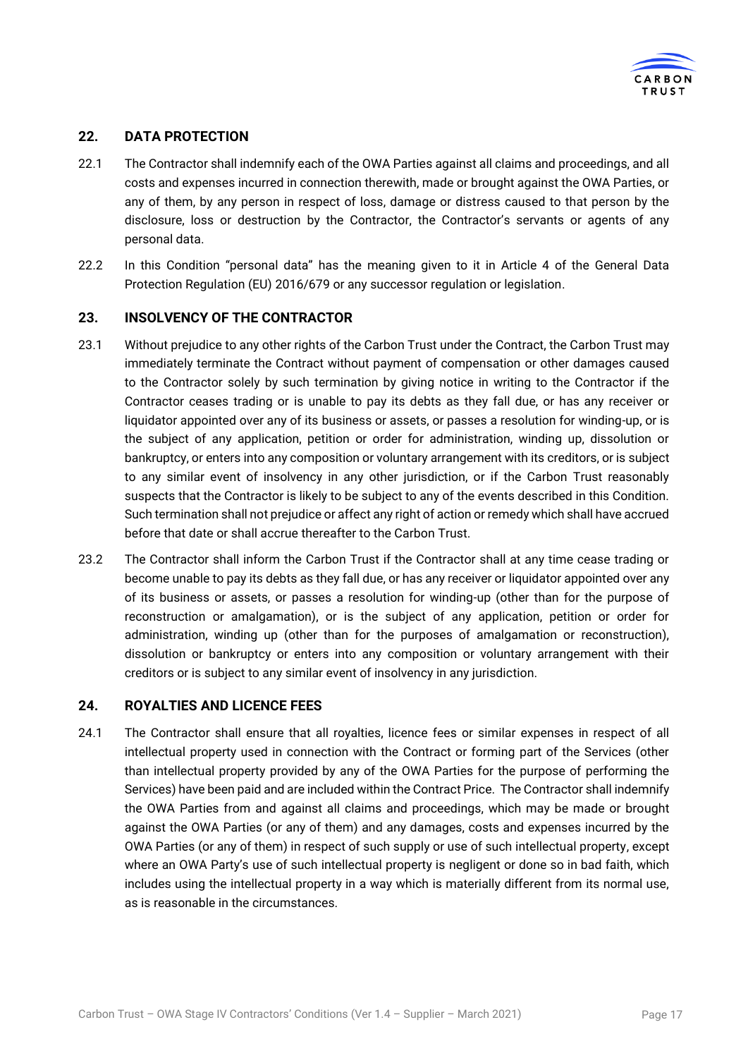## 22. DATA PROTECTION

22.1 The Contractor shall indemnify each of the OWA Parties against all claims and proceedings, and all costs and expenses incurred in connection therewith, made or brought against the OWA Parties, or any of them, by any person in respect of loss, damage or distress caused to that person by the disclosure, loss or destruction by the Contractor, the Contractor's servants or agents of any personal data.

22.2 In this Condition "personal data" has the meaning given to it in Article 4 of the General Data Protection Regulation (EU) 2016/679 or any successor regulation or legislation.

## 23. INSOLVENCY OF THE CONTRACTOR

23.1 Without prejudice to any other rights of the Carbon Trust under the Contract, the Carbon Trust may immediately terminate the Contract without payment of compensation or other damages caused to the Contractor solely by such termination by giving notice in writing to the Contractor if the Contractor ceases trading or is unable to pay its debts as they fall due, or has any receiver or liquidator appointed over any of its business or assets, or passes a resolution for winding-up, or is the subject of any application, petition or order for administration, winding up, dissolution or bankruptcy, or enters into any composition or voluntary arrangement with its creditors, or is subject to any similar event of insolvency in any other jurisdiction, or if the Carbon Trust reasonably suspects that the Contractor is likely to be subject to any of the events described in this Condition. Such termination shall not prejudice or affect any right of action or remedy which shall have accrued before that date or shall accrue thereafter to the Carbon Trust.

23.2 The Contractor shall inform the Carbon Trust if the Contractor shall at any time cease trading or become unable to pay its debts as they fall due, or has any receiver or liquidator appointed over any of its business or assets, or passes a resolution for winding-up (other than for the purpose of reconstruction or amalgamation), or is the subject of any application, petition or order for administration, winding up (other than for the purposes of amalgamation or reconstruction), dissolution or bankruptcy or enters into any composition or voluntary arrangement with their creditors or is subject to any similar event of insolvency in any jurisdiction.

## 24. ROYALTIES AND LICENCE FEES

24.1 The Contractor shall ensure that all royalties, licence fees or similar expenses in respect of all intellectual property used in connection with the Contract or forming part of the Services (other than intellectual property provided by any of the OWA Parties for the purpose of performing the Services) have been paid and are included within the Contract Price. The Contractor shall indemnify the OWA Parties from and against all claims and proceedings, which may be made or brought against the OWA Parties (or any of them) and any damages, costs and expenses incurred by the OWA Parties (or any of them) in respect of such supply or use of such intellectual property, except where an OWA Party's use of such intellectual property is negligent or done so in bad faith, which includes using the intellectual property in a way which is materially different from its normal use, as is reasonable in the circumstances.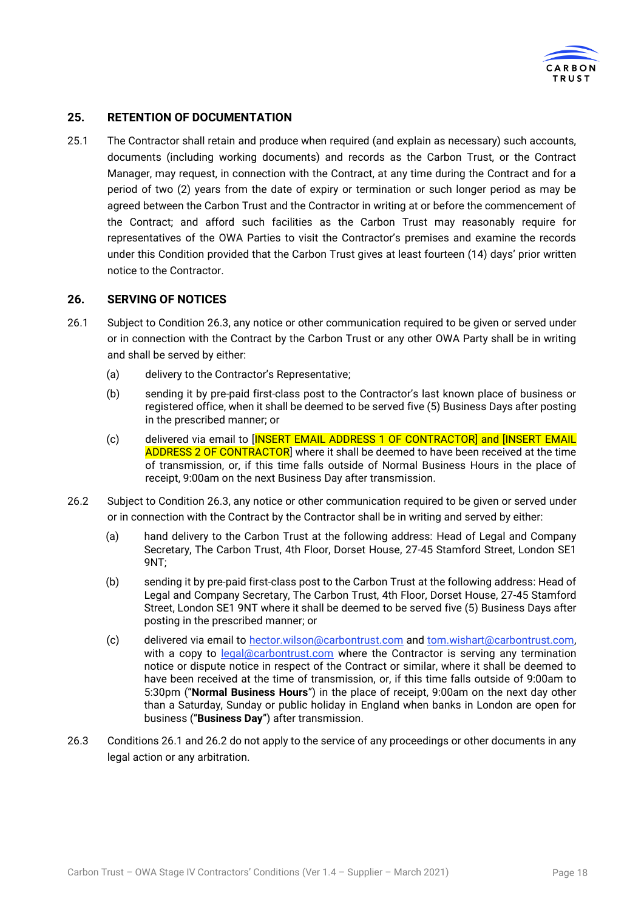## 25. RETENTION OF DOCUMENTATION

25.1 The Contractor shall retain and produce when required (and explain as necessary) such accounts, documents (including working documents) and records as the Carbon Trust, or the Contract Manager, may request, in connection with the Contract, at any time during the Contract and for a period of two (2) years from the date of expiry or termination or such longer period as may be agreed between the Carbon Trust and the Contractor in writing at or before the commencement of the Contract; and afford such facilities as the Carbon Trust may reasonably require for representatives of the OWA Parties to visit the Contractor's premises and examine the records under this Condition provided that the Carbon Trust gives at least fourteen (14) days' prior written notice to the Contractor.

## 26. SERVING OF NOTICES

26.1 Subject to Condition 26.3, any notice or other communication required to be given or served under or in connection with the Contract by the Carbon Trust or any other OWA Party shall be in writing and shall be served by either:

(a) delivery to the Contractor's Representative;

(b) sending it by pre-paid first-class post to the Contractor's last known place of business or registered office, when it shall be deemed to be served five (5) Business Days after posting in the prescribed manner; or

(c) delivered via email to [INSERT EMAIL ADDRESS 1 OF CONTRACTOR] and [INSERT EMAIL ADDRESS 2 OF CONTRACTOR] where it shall be deemed to have been received at the time of transmission, or, if this time falls outside of Normal Business Hours in the place of receipt, 9:00am on the next Business Day after transmission.

26.2 Subject to Condition 26.3, any notice or other communication required to be given or served under or in connection with the Contract by the Contractor shall be in writing and served by either:

(a) hand delivery to the Carbon Trust at the following address: Head of Legal and Company Secretary, The Carbon Trust, 4th Floor, Dorset House, 27-45 Stamford Street, London SE1 9NT;

(b) sending it by pre-paid first-class post to the Carbon Trust at the following address: Head of Legal and Company Secretary, The Carbon Trust, 4th Floor, Dorset House, 27-45 Stamford Street, London SE1 9NT where it shall be deemed to be served five (5) Business Days after posting in the prescribed manner; or

(c) delivered via email to hector.wilson@carbontrust.com and tom.wishart@carbontrust.com, with a copy to legal@carbontrust.com where the Contractor is serving any termination notice or dispute notice in respect of the Contract or similar, where it shall be deemed to have been received at the time of transmission, or, if this time falls outside of 9:00am to 5:30pm ("**Normal Business Hours**") in the place of receipt, 9:00am on the next day other than a Saturday, Sunday or public holiday in England when banks in London are open for business ("**Business Day**") after transmission.

26.3 Conditions 26.1 and 26.2 do not apply to the service of any proceedings or other documents in any legal action or any arbitration.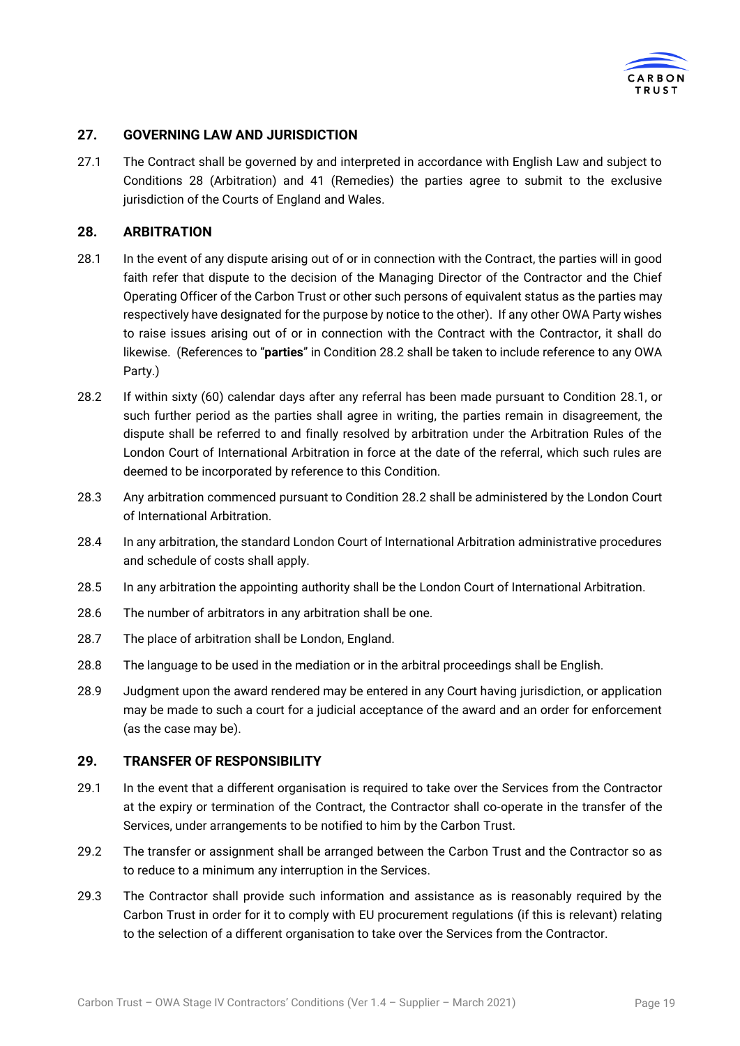## 27. GOVERNING LAW AND JURISDICTION

27.1 The Contract shall be governed by and interpreted in accordance with English Law and subject to Conditions 28 (Arbitration) and 41 (Remedies) the parties agree to submit to the exclusive jurisdiction of the Courts of England and Wales.

## 28. ARBITRATION

28.1 In the event of any dispute arising out of or in connection with the Contract, the parties will in good faith refer that dispute to the decision of the Managing Director of the Contractor and the Chief Operating Officer of the Carbon Trust or other such persons of equivalent status as the parties may respectively have designated for the purpose by notice to the other). If any other OWA Party wishes to raise issues arising out of or in connection with the Contract with the Contractor, it shall do likewise. (References to "**parties**" in Condition 28.2 shall be taken to include reference to any OWA Party.)

28.2 If within sixty (60) calendar days after any referral has been made pursuant to Condition 28.1, or such further period as the parties shall agree in writing, the parties remain in disagreement, the dispute shall be referred to and finally resolved by arbitration under the Arbitration Rules of the London Court of International Arbitration in force at the date of the referral, which such rules are deemed to be incorporated by reference to this Condition.

28.3 Any arbitration commenced pursuant to Condition 28.2 shall be administered by the London Court of International Arbitration.

28.4 In any arbitration, the standard London Court of International Arbitration administrative procedures and schedule of costs shall apply.

28.5 In any arbitration the appointing authority shall be the London Court of International Arbitration.

28.6 The number of arbitrators in any arbitration shall be one.

28.7 The place of arbitration shall be London, England.

28.8 The language to be used in the mediation or in the arbitral proceedings shall be English.

28.9 Judgment upon the award rendered may be entered in any Court having jurisdiction, or application may be made to such a court for a judicial acceptance of the award and an order for enforcement (as the case may be).

## 29. TRANSFER OF RESPONSIBILITY

29.1 In the event that a different organisation is required to take over the Services from the Contractor at the expiry or termination of the Contract, the Contractor shall co-operate in the transfer of the Services, under arrangements to be notified to him by the Carbon Trust.

29.2 The transfer or assignment shall be arranged between the Carbon Trust and the Contractor so as to reduce to a minimum any interruption in the Services.

29.3 The Contractor shall provide such information and assistance as is reasonably required by the Carbon Trust in order for it to comply with EU procurement regulations (if this is relevant) relating to the selection of a different organisation to take over the Services from the Contractor.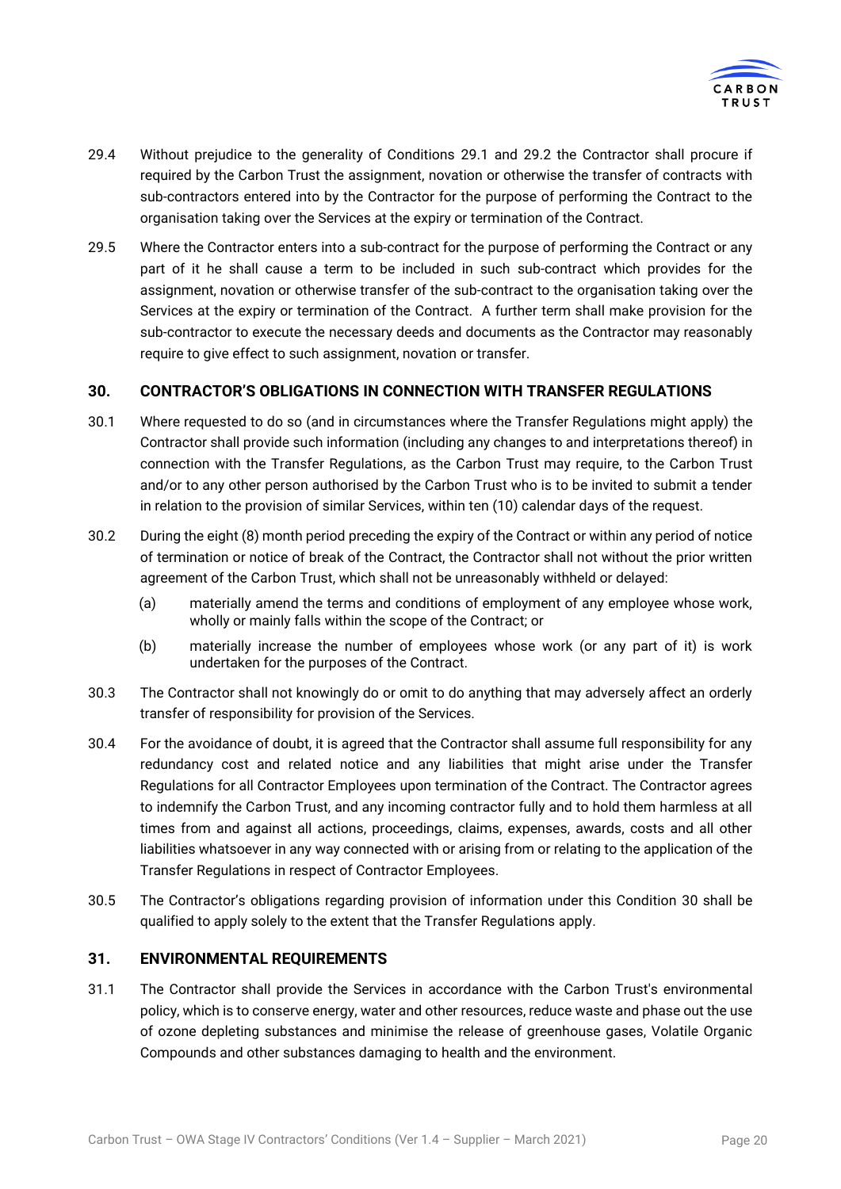29.4 Without prejudice to the generality of Conditions 29.1 and 29.2 the Contractor shall procure if required by the Carbon Trust the assignment, novation or otherwise the transfer of contracts with sub-contractors entered into by the Contractor for the purpose of performing the Contract to the organisation taking over the Services at the expiry or termination of the Contract.

29.5 Where the Contractor enters into a sub-contract for the purpose of performing the Contract or any part of it he shall cause a term to be included in such sub-contract which provides for the assignment, novation or otherwise transfer of the sub-contract to the organisation taking over the Services at the expiry or termination of the Contract. A further term shall make provision for the sub-contractor to execute the necessary deeds and documents as the Contractor may reasonably require to give effect to such assignment, novation or transfer.

## 30. CONTRACTOR'S OBLIGATIONS IN CONNECTION WITH TRANSFER REGULATIONS

30.1 Where requested to do so (and in circumstances where the Transfer Regulations might apply) the Contractor shall provide such information (including any changes to and interpretations thereof) in connection with the Transfer Regulations, as the Carbon Trust may require, to the Carbon Trust and/or to any other person authorised by the Carbon Trust who is to be invited to submit a tender in relation to the provision of similar Services, within ten (10) calendar days of the request.

30.2 During the eight (8) month period preceding the expiry of the Contract or within any period of notice of termination or notice of break of the Contract, the Contractor shall not without the prior written agreement of the Carbon Trust, which shall not be unreasonably withheld or delayed:

(a) materially amend the terms and conditions of employment of any employee whose work, wholly or mainly falls within the scope of the Contract; or

(b) materially increase the number of employees whose work (or any part of it) is work undertaken for the purposes of the Contract.

30.3 The Contractor shall not knowingly do or omit to do anything that may adversely affect an orderly transfer of responsibility for provision of the Services.

30.4 For the avoidance of doubt, it is agreed that the Contractor shall assume full responsibility for any redundancy cost and related notice and any liabilities that might arise under the Transfer Regulations for all Contractor Employees upon termination of the Contract. The Contractor agrees to indemnify the Carbon Trust, and any incoming contractor fully and to hold them harmless at all times from and against all actions, proceedings, claims, expenses, awards, costs and all other liabilities whatsoever in any way connected with or arising from or relating to the application of the Transfer Regulations in respect of Contractor Employees.

30.5 The Contractor's obligations regarding provision of information under this Condition 30 shall be qualified to apply solely to the extent that the Transfer Regulations apply.

## 31. ENVIRONMENTAL REQUIREMENTS

31.1 The Contractor shall provide the Services in accordance with the Carbon Trust's environmental policy, which is to conserve energy, water and other resources, reduce waste and phase out the use of ozone depleting substances and minimise the release of greenhouse gases, Volatile Organic Compounds and other substances damaging to health and the environment.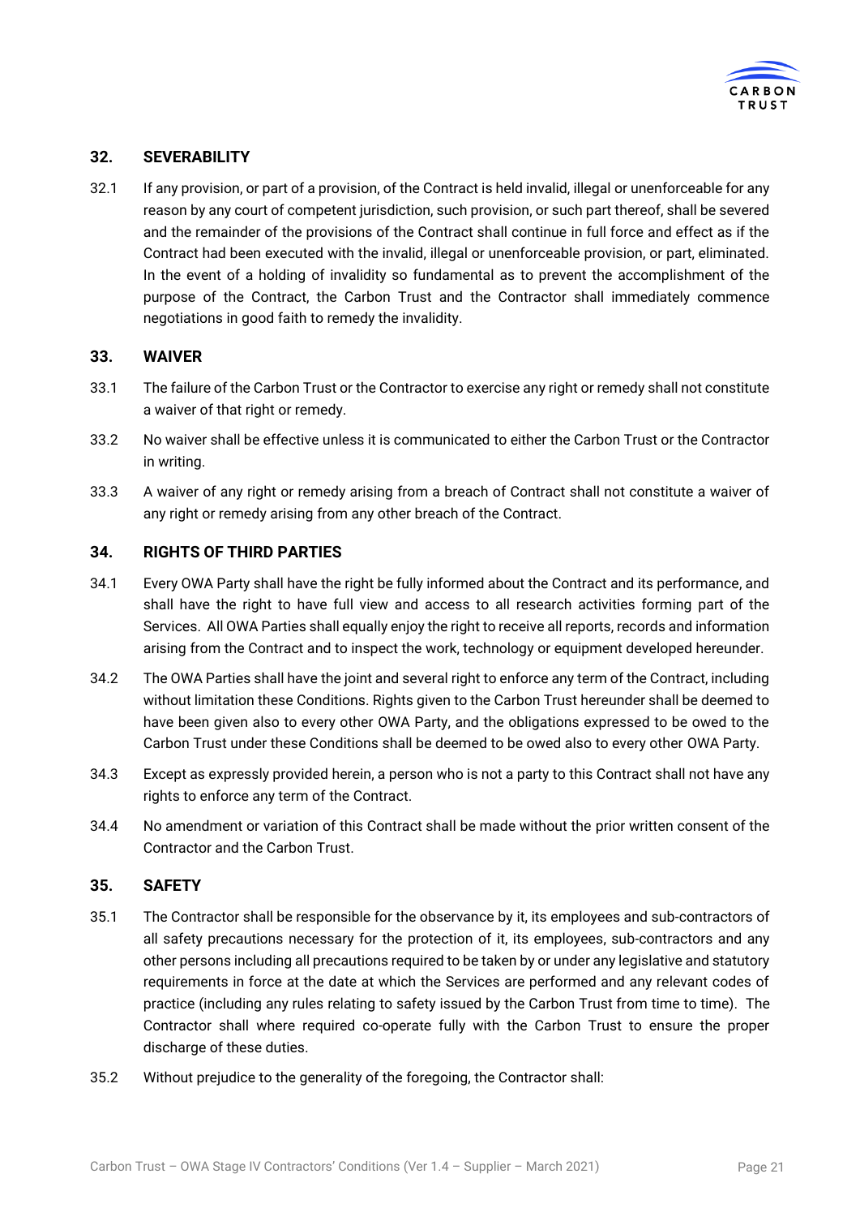## 32. SEVERABILITY

32.1 If any provision, or part of a provision, of the Contract is held invalid, illegal or unenforceable for any reason by any court of competent jurisdiction, such provision, or such part thereof, shall be severed and the remainder of the provisions of the Contract shall continue in full force and effect as if the Contract had been executed with the invalid, illegal or unenforceable provision, or part, eliminated. In the event of a holding of invalidity so fundamental as to prevent the accomplishment of the purpose of the Contract, the Carbon Trust and the Contractor shall immediately commence negotiations in good faith to remedy the invalidity.

## 33. WAIVER

33.1 The failure of the Carbon Trust or the Contractor to exercise any right or remedy shall not constitute a waiver of that right or remedy.

33.2 No waiver shall be effective unless it is communicated to either the Carbon Trust or the Contractor in writing.

33.3 A waiver of any right or remedy arising from a breach of Contract shall not constitute a waiver of any right or remedy arising from any other breach of the Contract.

## 34. RIGHTS OF THIRD PARTIES

34.1 Every OWA Party shall have the right be fully informed about the Contract and its performance, and shall have the right to have full view and access to all research activities forming part of the Services. All OWA Parties shall equally enjoy the right to receive all reports, records and information arising from the Contract and to inspect the work, technology or equipment developed hereunder.

34.2 The OWA Parties shall have the joint and several right to enforce any term of the Contract, including without limitation these Conditions. Rights given to the Carbon Trust hereunder shall be deemed to have been given also to every other OWA Party, and the obligations expressed to be owed to the Carbon Trust under these Conditions shall be deemed to be owed also to every other OWA Party.

34.3 Except as expressly provided herein, a person who is not a party to this Contract shall not have any rights to enforce any term of the Contract.

34.4 No amendment or variation of this Contract shall be made without the prior written consent of the Contractor and the Carbon Trust.

## 35. SAFETY

35.1 The Contractor shall be responsible for the observance by it, its employees and sub-contractors of all safety precautions necessary for the protection of it, its employees, sub-contractors and any other persons including all precautions required to be taken by or under any legislative and statutory requirements in force at the date at which the Services are performed and any relevant codes of practice (including any rules relating to safety issued by the Carbon Trust from time to time). The Contractor shall where required co-operate fully with the Carbon Trust to ensure the proper discharge of these duties.

35.2 Without prejudice to the generality of the foregoing, the Contractor shall: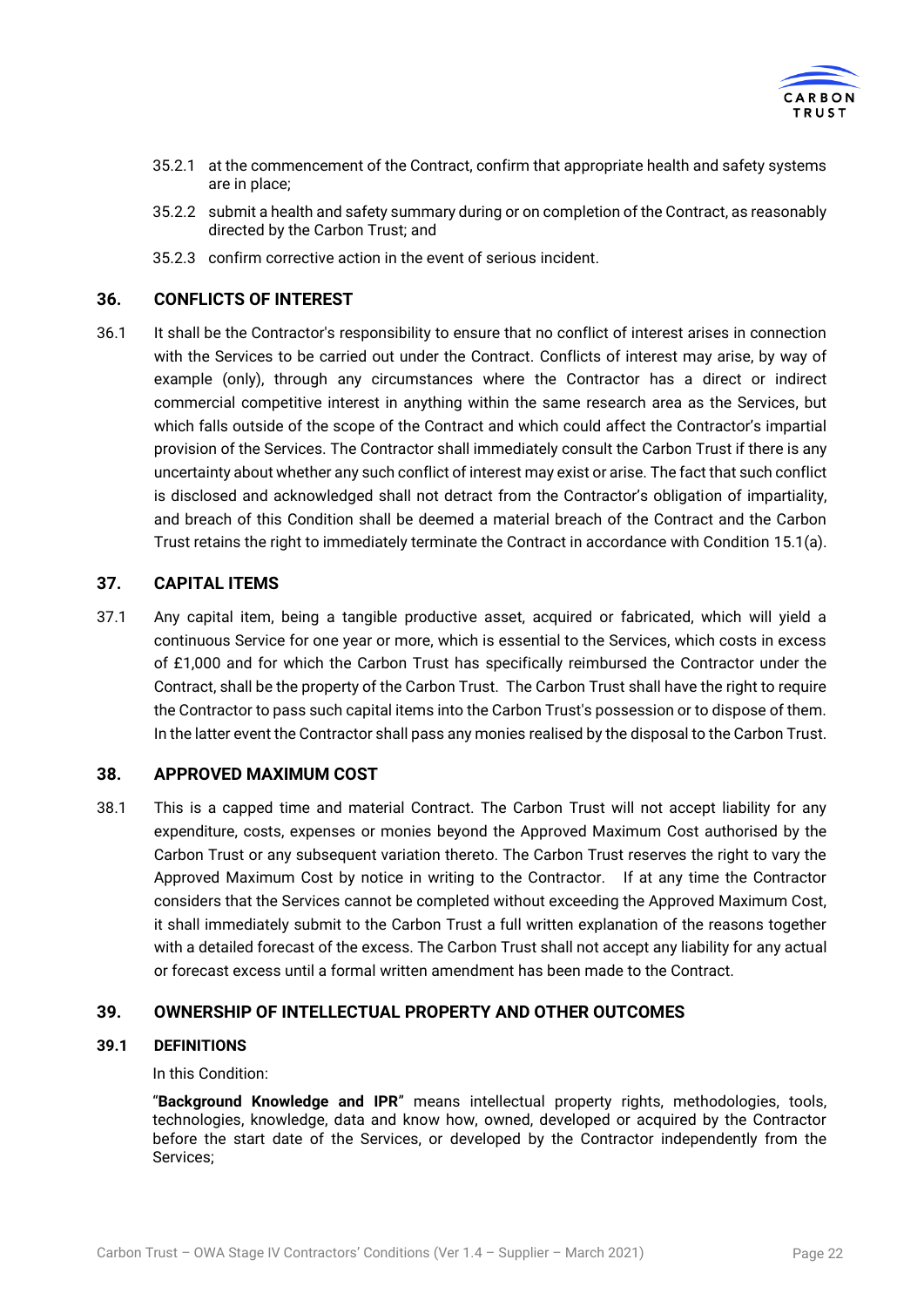35.2.1 at the commencement of the Contract, confirm that appropriate health and safety systems are in place;

35.2.2 submit a health and safety summary during or on completion of the Contract, as reasonably directed by the Carbon Trust; and

35.2.3 confirm corrective action in the event of serious incident.

## 36. CONFLICTS OF INTEREST

36.1 It shall be the Contractor's responsibility to ensure that no conflict of interest arises in connection with the Services to be carried out under the Contract. Conflicts of interest may arise, by way of example (only), through any circumstances where the Contractor has a direct or indirect commercial competitive interest in anything within the same research area as the Services, but which falls outside of the scope of the Contract and which could affect the Contractor's impartial provision of the Services. The Contractor shall immediately consult the Carbon Trust if there is any uncertainty about whether any such conflict of interest may exist or arise. The fact that such conflict is disclosed and acknowledged shall not detract from the Contractor's obligation of impartiality, and breach of this Condition shall be deemed a material breach of the Contract and the Carbon Trust retains the right to immediately terminate the Contract in accordance with Condition 15.1(a).

## 37. CAPITAL ITEMS

37.1 Any capital item, being a tangible productive asset, acquired or fabricated, which will yield a continuous Service for one year or more, which is essential to the Services, which costs in excess of £1,000 and for which the Carbon Trust has specifically reimbursed the Contractor under the Contract, shall be the property of the Carbon Trust. The Carbon Trust shall have the right to require the Contractor to pass such capital items into the Carbon Trust's possession or to dispose of them. In the latter event the Contractor shall pass any monies realised by the disposal to the Carbon Trust.

## 38. APPROVED MAXIMUM COST

38.1 This is a capped time and material Contract. The Carbon Trust will not accept liability for any expenditure, costs, expenses or monies beyond the Approved Maximum Cost authorised by the Carbon Trust or any subsequent variation thereto. The Carbon Trust reserves the right to vary the Approved Maximum Cost by notice in writing to the Contractor. If at any time the Contractor considers that the Services cannot be completed without exceeding the Approved Maximum Cost, it shall immediately submit to the Carbon Trust a full written explanation of the reasons together with a detailed forecast of the excess. The Carbon Trust shall not accept any liability for any actual or forecast excess until a formal written amendment has been made to the Contract.

## 39. OWNERSHIP OF INTELLECTUAL PROPERTY AND OTHER OUTCOMES

### 39.1 DEFINITIONS

In this Condition:

"**Background Knowledge and IPR**" means intellectual property rights, methodologies, tools, technologies, knowledge, data and know how, owned, developed or acquired by the Contractor before the start date of the Services, or developed by the Contractor independently from the Services;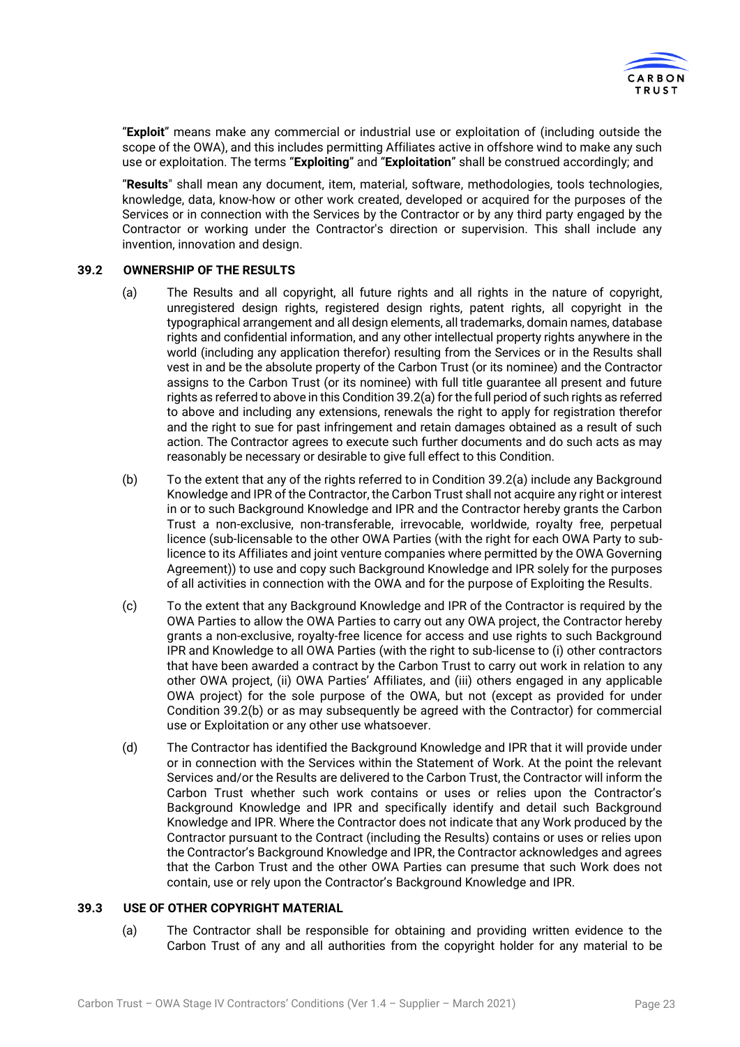"**Exploit**" means make any commercial or industrial use or exploitation of (including outside the scope of the OWA), and this includes permitting Affiliates active in offshore wind to make any such use or exploitation. The terms "**Exploiting**" and "**Exploitation**" shall be construed accordingly; and

"**Results**" shall mean any document, item, material, software, methodologies, tools technologies, knowledge, data, know-how or other work created, developed or acquired for the purposes of the Services or in connection with the Services by the Contractor or by any third party engaged by the Contractor or working under the Contractor's direction or supervision. This shall include any invention, innovation and design.

### 39.2 OWNERSHIP OF THE RESULTS

(a) The Results and all copyright, all future rights and all rights in the nature of copyright, unregistered design rights, registered design rights, patent rights, all copyright in the typographical arrangement and all design elements, all trademarks, domain names, database rights and confidential information, and any other intellectual property rights anywhere in the world (including any application therefor) resulting from the Services or in the Results shall vest in and be the absolute property of the Carbon Trust (or its nominee) and the Contractor assigns to the Carbon Trust (or its nominee) with full title guarantee all present and future rights as referred to above in this Condition 39.2(a) for the full period of such rights as referred to above and including any extensions, renewals the right to apply for registration therefor and the right to sue for past infringement and retain damages obtained as a result of such action. The Contractor agrees to execute such further documents and do such acts as may reasonably be necessary or desirable to give full effect to this Condition.

(b) To the extent that any of the rights referred to in Condition 39.2(a) include any Background Knowledge and IPR of the Contractor, the Carbon Trust shall not acquire any right or interest in or to such Background Knowledge and IPR and the Contractor hereby grants the Carbon Trust a non-exclusive, non-transferable, irrevocable, worldwide, royalty free, perpetual licence (sub-licensable to the other OWA Parties (with the right for each OWA Party to sub-licence to its Affiliates and joint venture companies where permitted by the OWA Governing Agreement)) to use and copy such Background Knowledge and IPR solely for the purposes of all activities in connection with the OWA and for the purpose of Exploiting the Results.

(c) To the extent that any Background Knowledge and IPR of the Contractor is required by the OWA Parties to allow the OWA Parties to carry out any OWA project, the Contractor hereby grants a non-exclusive, royalty-free licence for access and use rights to such Background IPR and Knowledge to all OWA Parties (with the right to sub-license to (i) other contractors that have been awarded a contract by the Carbon Trust to carry out work in relation to any other OWA project, (ii) OWA Parties' Affiliates, and (iii) others engaged in any applicable OWA project) for the sole purpose of the OWA, but not (except as provided for under Condition 39.2(b) or as may subsequently be agreed with the Contractor) for commercial use or Exploitation or any other use whatsoever.

(d) The Contractor has identified the Background Knowledge and IPR that it will provide under or in connection with the Services within the Statement of Work. At the point the relevant Services and/or the Results are delivered to the Carbon Trust, the Contractor will inform the Carbon Trust whether such work contains or uses or relies upon the Contractor's Background Knowledge and IPR and specifically identify and detail such Background Knowledge and IPR. Where the Contractor does not indicate that any Work produced by the Contractor pursuant to the Contract (including the Results) contains or uses or relies upon the Contractor's Background Knowledge and IPR, the Contractor acknowledges and agrees that the Carbon Trust and the other OWA Parties can presume that such Work does not contain, use or rely upon the Contractor's Background Knowledge and IPR.

### 39.3 USE OF OTHER COPYRIGHT MATERIAL

(a) The Contractor shall be responsible for obtaining and providing written evidence to the Carbon Trust of any and all authorities from the copyright holder for any material to be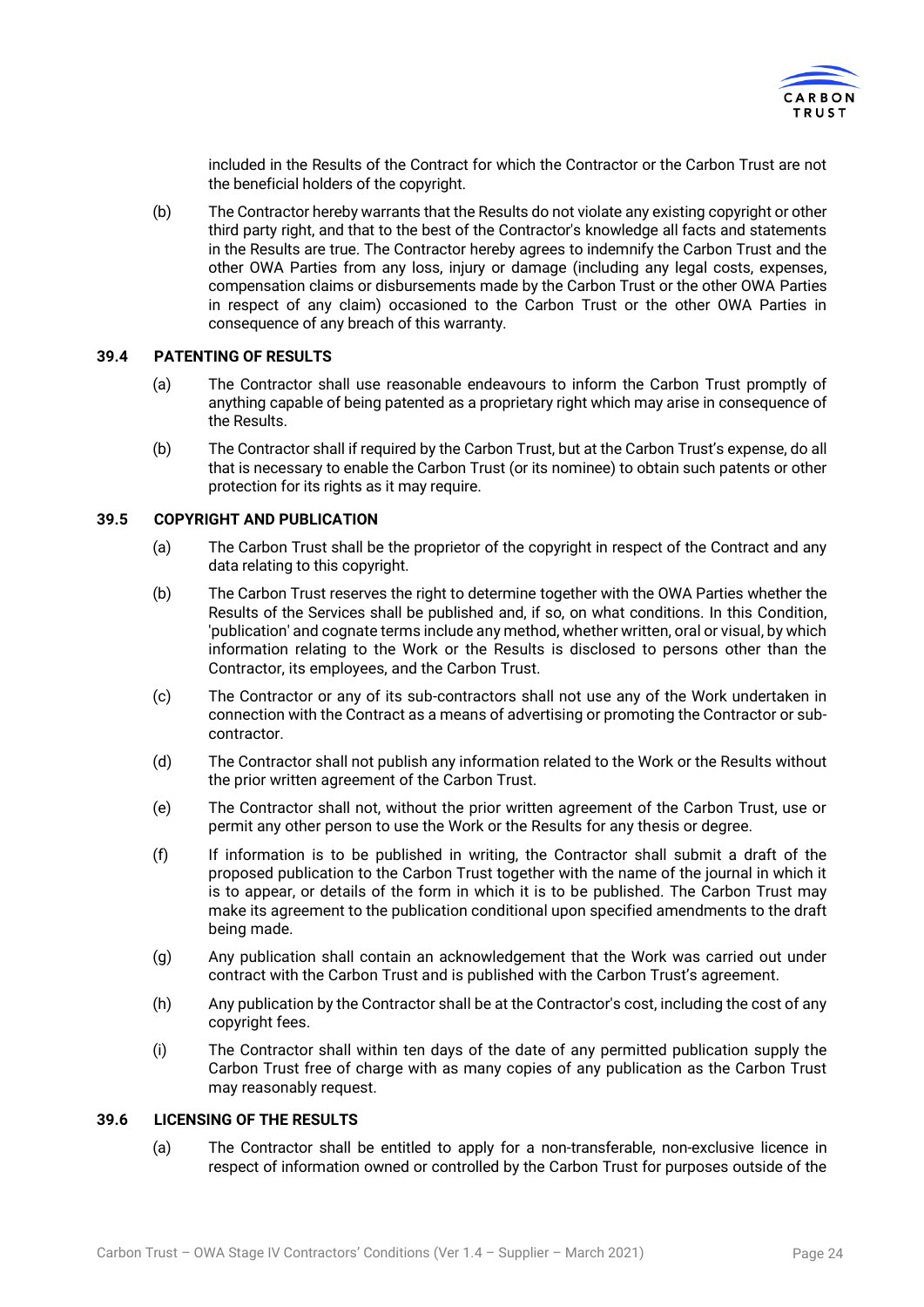included in the Results of the Contract for which the Contractor or the Carbon Trust are not the beneficial holders of the copyright.

(b) The Contractor hereby warrants that the Results do not violate any existing copyright or other third party right, and that to the best of the Contractor's knowledge all facts and statements in the Results are true. The Contractor hereby agrees to indemnify the Carbon Trust and the other OWA Parties from any loss, injury or damage (including any legal costs, expenses, compensation claims or disbursements made by the Carbon Trust or the other OWA Parties in respect of any claim) occasioned to the Carbon Trust or the other OWA Parties in consequence of any breach of this warranty.

**39.4 PATENTING OF RESULTS**

(a) The Contractor shall use reasonable endeavours to inform the Carbon Trust promptly of anything capable of being patented as a proprietary right which may arise in consequence of the Results.

(b) The Contractor shall if required by the Carbon Trust, but at the Carbon Trust's expense, do all that is necessary to enable the Carbon Trust (or its nominee) to obtain such patents or other protection for its rights as it may require.

**39.5 COPYRIGHT AND PUBLICATION**

(a) The Carbon Trust shall be the proprietor of the copyright in respect of the Contract and any data relating to this copyright.

(b) The Carbon Trust reserves the right to determine together with the OWA Parties whether the Results of the Services shall be published and, if so, on what conditions. In this Condition, 'publication' and cognate terms include any method, whether written, oral or visual, by which information relating to the Work or the Results is disclosed to persons other than the Contractor, its employees, and the Carbon Trust.

(c) The Contractor or any of its sub-contractors shall not use any of the Work undertaken in connection with the Contract as a means of advertising or promoting the Contractor or sub-contractor.

(d) The Contractor shall not publish any information related to the Work or the Results without the prior written agreement of the Carbon Trust.

(e) The Contractor shall not, without the prior written agreement of the Carbon Trust, use or permit any other person to use the Work or the Results for any thesis or degree.

(f) If information is to be published in writing, the Contractor shall submit a draft of the proposed publication to the Carbon Trust together with the name of the journal in which it is to appear, or details of the form in which it is to be published. The Carbon Trust may make its agreement to the publication conditional upon specified amendments to the draft being made.

(g) Any publication shall contain an acknowledgement that the Work was carried out under contract with the Carbon Trust and is published with the Carbon Trust's agreement.

(h) Any publication by the Contractor shall be at the Contractor's cost, including the cost of any copyright fees.

(i) The Contractor shall within ten days of the date of any permitted publication supply the Carbon Trust free of charge with as many copies of any publication as the Carbon Trust may reasonably request.

**39.6 LICENSING OF THE RESULTS**

(a) The Contractor shall be entitled to apply for a non-transferable, non-exclusive licence in respect of information owned or controlled by the Carbon Trust for purposes outside of the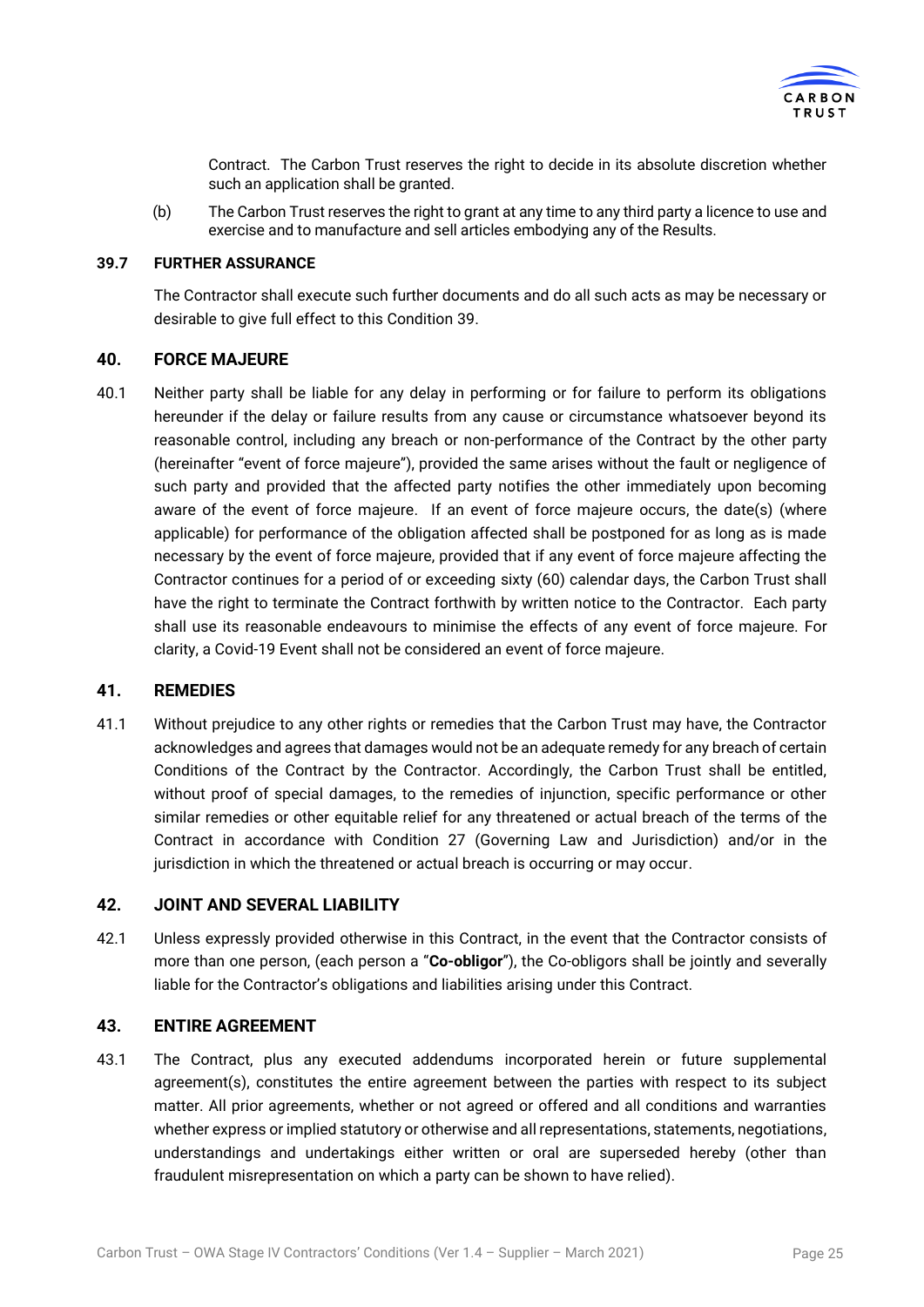Contract. The Carbon Trust reserves the right to decide in its absolute discretion whether such an application shall be granted.

(b) The Carbon Trust reserves the right to grant at any time to any third party a licence to use and exercise and to manufacture and sell articles embodying any of the Results.

**39.7 FURTHER ASSURANCE**

The Contractor shall execute such further documents and do all such acts as may be necessary or desirable to give full effect to this Condition 39.

## 40. FORCE MAJEURE

40.1 Neither party shall be liable for any delay in performing or for failure to perform its obligations hereunder if the delay or failure results from any cause or circumstance whatsoever beyond its reasonable control, including any breach or non-performance of the Contract by the other party (hereinafter "event of force majeure"), provided the same arises without the fault or negligence of such party and provided that the affected party notifies the other immediately upon becoming aware of the event of force majeure. If an event of force majeure occurs, the date(s) (where applicable) for performance of the obligation affected shall be postponed for as long as is made necessary by the event of force majeure, provided that if any event of force majeure affecting the Contractor continues for a period of or exceeding sixty (60) calendar days, the Carbon Trust shall have the right to terminate the Contract forthwith by written notice to the Contractor. Each party shall use its reasonable endeavours to minimise the effects of any event of force majeure. For clarity, a Covid-19 Event shall not be considered an event of force majeure.

## 41. REMEDIES

41.1 Without prejudice to any other rights or remedies that the Carbon Trust may have, the Contractor acknowledges and agrees that damages would not be an adequate remedy for any breach of certain Conditions of the Contract by the Contractor. Accordingly, the Carbon Trust shall be entitled, without proof of special damages, to the remedies of injunction, specific performance or other similar remedies or other equitable relief for any threatened or actual breach of the terms of the Contract in accordance with Condition 27 (Governing Law and Jurisdiction) and/or in the jurisdiction in which the threatened or actual breach is occurring or may occur.

## 42. JOINT AND SEVERAL LIABILITY

42.1 Unless expressly provided otherwise in this Contract, in the event that the Contractor consists of more than one person, (each person a "**Co-obligor**"), the Co-obligors shall be jointly and severally liable for the Contractor's obligations and liabilities arising under this Contract.

## 43. ENTIRE AGREEMENT

43.1 The Contract, plus any executed addendums incorporated herein or future supplemental agreement(s), constitutes the entire agreement between the parties with respect to its subject matter. All prior agreements, whether or not agreed or offered and all conditions and warranties whether express or implied statutory or otherwise and all representations, statements, negotiations, understandings and undertakings either written or oral are superseded hereby (other than fraudulent misrepresentation on which a party can be shown to have relied).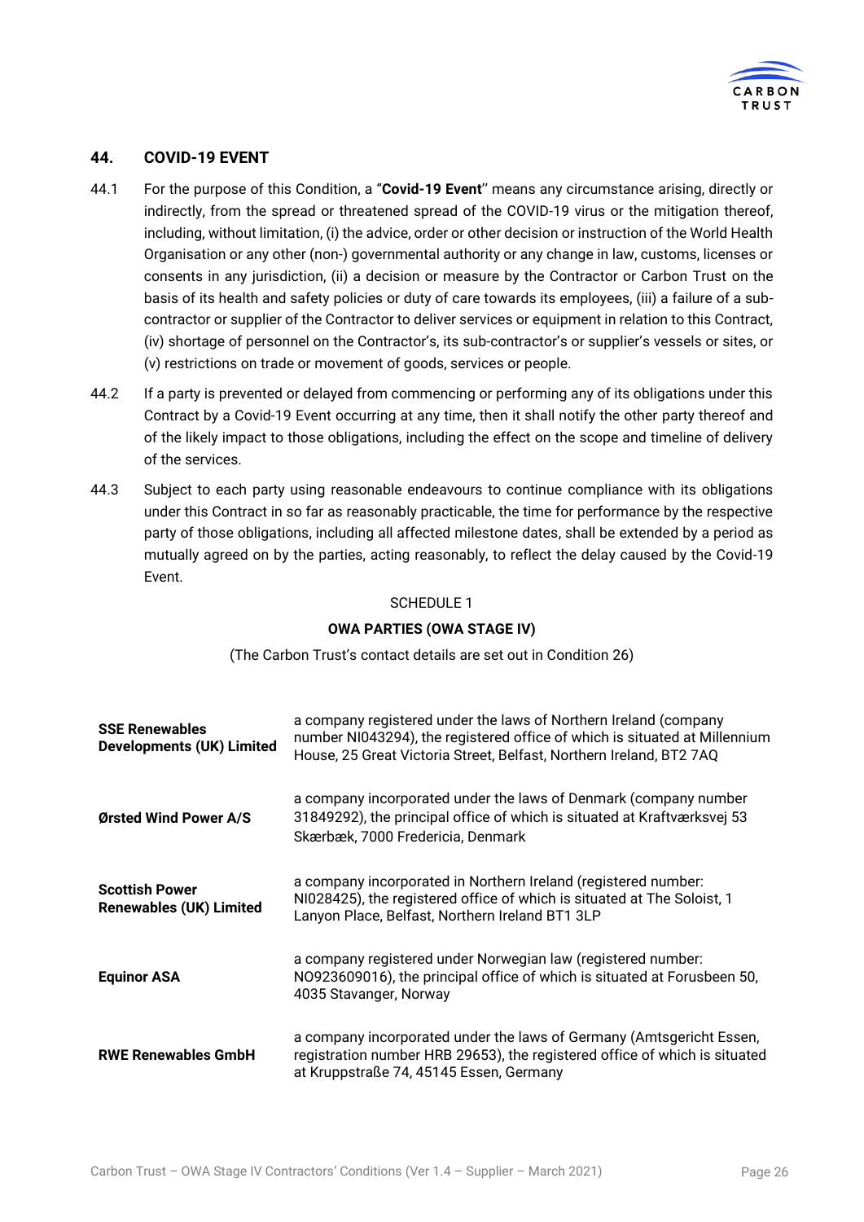## 44. COVID-19 EVENT

44.1 For the purpose of this Condition, a "**Covid-19 Event**" means any circumstance arising, directly or indirectly, from the spread or threatened spread of the COVID-19 virus or the mitigation thereof, including, without limitation, (i) the advice, order or other decision or instruction of the World Health Organisation or any other (non-) governmental authority or any change in law, customs, licenses or consents in any jurisdiction, (ii) a decision or measure by the Contractor or Carbon Trust on the basis of its health and safety policies or duty of care towards its employees, (iii) a failure of a sub-contractor or supplier of the Contractor to deliver services or equipment in relation to this Contract, (iv) shortage of personnel on the Contractor's, its sub-contractor's or supplier's vessels or sites, or (v) restrictions on trade or movement of goods, services or people.

44.2 If a party is prevented or delayed from commencing or performing any of its obligations under this Contract by a Covid-19 Event occurring at any time, then it shall notify the other party thereof and of the likely impact to those obligations, including the effect on the scope and timeline of delivery of the services.

44.3 Subject to each party using reasonable endeavours to continue compliance with its obligations under this Contract in so far as reasonably practicable, the time for performance by the respective party of those obligations, including all affected milestone dates, shall be extended by a period as mutually agreed on by the parties, acting reasonably, to reflect the delay caused by the Covid-19 Event.

SCHEDULE 1

**OWA PARTIES (OWA STAGE IV)**

(The Carbon Trust's contact details are set out in Condition 26)

| | |
|---|---|
| **SSE Renewables Developments (UK) Limited** | a company registered under the laws of Northern Ireland (company number NI043294), the registered office of which is situated at Millennium House, 25 Great Victoria Street, Belfast, Northern Ireland, BT2 7AQ |
| **Ørsted Wind Power A/S** | a company incorporated under the laws of Denmark (company number 31849292), the principal office of which is situated at Kraftværksvej 53 Skærbæk, 7000 Fredericia, Denmark |
| **Scottish Power Renewables (UK) Limited** | a company incorporated in Northern Ireland (registered number: NI028425), the registered office of which is situated at The Soloist, 1 Lanyon Place, Belfast, Northern Ireland BT1 3LP |
| **Equinor ASA** | a company registered under Norwegian law (registered number: NO923609016), the principal office of which is situated at Forusbeen 50, 4035 Stavanger, Norway |
| **RWE Renewables GmbH** | a company incorporated under the laws of Germany (Amtsgericht Essen, registration number HRB 29653), the registered office of which is situated at Kruppstraße 74, 45145 Essen, Germany |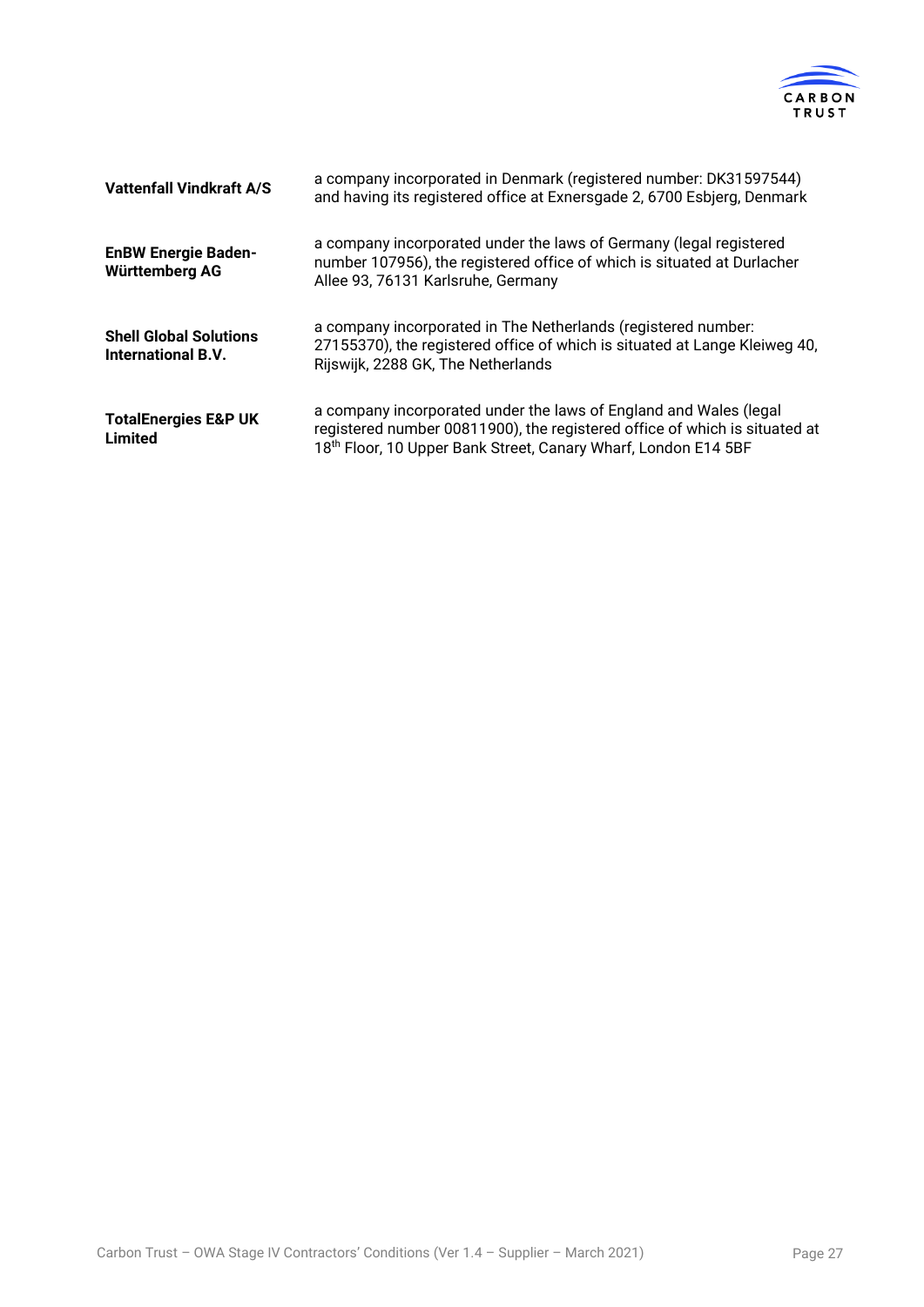| | |
|---|---|
| **Vattenfall Vindkraft A/S** | a company incorporated in Denmark (registered number: DK31597544) and having its registered office at Exnersgade 2, 6700 Esbjerg, Denmark |
| **EnBW Energie Baden-Württemberg AG** | a company incorporated under the laws of Germany (legal registered number 107956), the registered office of which is situated at Durlacher Allee 93, 76131 Karlsruhe, Germany |
| **Shell Global Solutions International B.V.** | a company incorporated in The Netherlands (registered number: 27155370), the registered office of which is situated at Lange Kleiweg 40, Rijswijk, 2288 GK, The Netherlands |
| **TotalEnergies E&P UK Limited** | a company incorporated under the laws of England and Wales (legal registered number 00811900), the registered office of which is situated at 18th Floor, 10 Upper Bank Street, Canary Wharf, London E14 5BF |